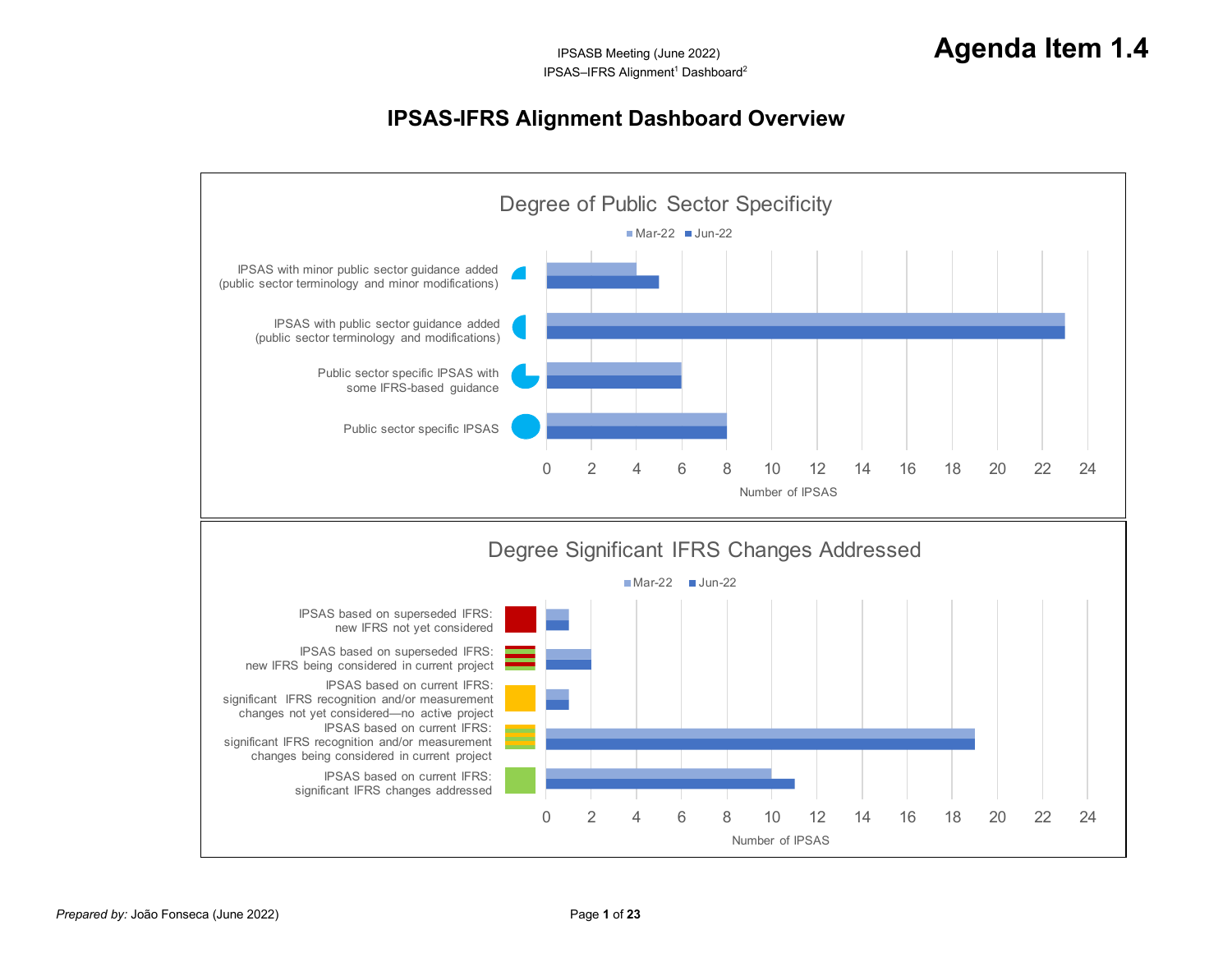IPSASB Meeting (June 2022)

IPSAS–IFRS Alignment[1] Dashboard[2]

# Agenda Item 1.4

## IPSAS-IFRS Alignment Dashboard Overview

### Degree of Public Sector Specificity

| Category | Mar-22 | Jun-22 |
|---|---|---|
| IPSAS with minor public sector guidance added (public sector terminology and minor modifications) | 4 | 5 |
| IPSAS with public sector guidance added (public sector terminology and modifications) | 23 | 23 |
| Public sector specific IPSAS with some IFRS-based guidance | 6 | 6 |
| Public sector specific IPSAS | 8 | 8 |

Number of IPSAS

### Degree Significant IFRS Changes Addressed

| Category | Mar-22 | Jun-22 |
|---|---|---|
| IPSAS based on superseded IFRS: new IFRS not yet considered | 1 | 1 |
| IPSAS based on superseded IFRS: new IFRS being considered in current project | 2 | 2 |
| IPSAS based on current IFRS: significant IFRS recognition and/or measurement changes not yet considered—no active project | 1 | 1 |
| IPSAS based on current IFRS: significant IFRS recognition and/or measurement changes being considered in current project | 19 | 19 |
| IPSAS based on current IFRS: significant IFRS changes addressed | 10 | 11 |

Number of IPSAS

*Prepared by:* João Fonseca (June 2022)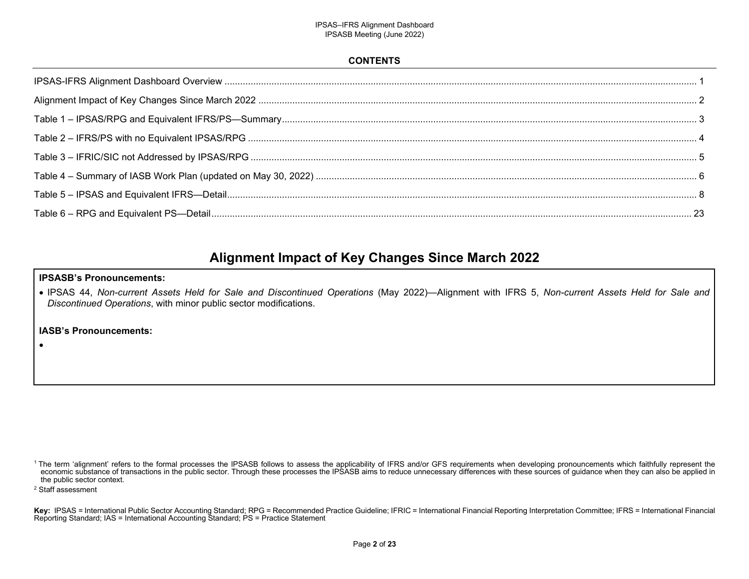## CONTENTS

IPSAS-IFRS Alignment Dashboard Overview ..... 1

Alignment Impact of Key Changes Since March 2022 ..... 2

Table 1 – IPSAS/RPG and Equivalent IFRS/PS—Summary ..... 3

Table 2 – IFRS/PS with no Equivalent IPSAS/RPG ..... 4

Table 3 – IFRIC/SIC not Addressed by IPSAS/RPG ..... 5

Table 4 – Summary of IASB Work Plan (updated on May 30, 2022) ..... 6

Table 5 – IPSAS and Equivalent IFRS—Detail ..... 8

Table 6 – RPG and Equivalent PS—Detail ..... 23

# Alignment Impact of Key Changes Since March 2022

**IPSASB's Pronouncements:**

- IPSAS 44, *Non-current Assets Held for Sale and Discontinued Operations* (May 2022)—Alignment with IFRS 5, *Non-current Assets Held for Sale and Discontinued Operations*, with minor public sector modifications.

**IASB's Pronouncements:**

- 

[1] The term 'alignment' refers to the formal processes the IPSASB follows to assess the applicability of IFRS and/or GFS requirements when developing pronouncements which faithfully represent the economic substance of transactions in the public sector. Through these processes the IPSASB aims to reduce unnecessary differences with these sources of guidance when they can also be applied in the public sector context.

[2] Staff assessment

**Key:** IPSAS = International Public Sector Accounting Standard; RPG = Recommended Practice Guideline; IFRIC = International Financial Reporting Interpretation Committee; IFRS = International Financial Reporting Standard; IAS = International Accounting Standard; PS = Practice Statement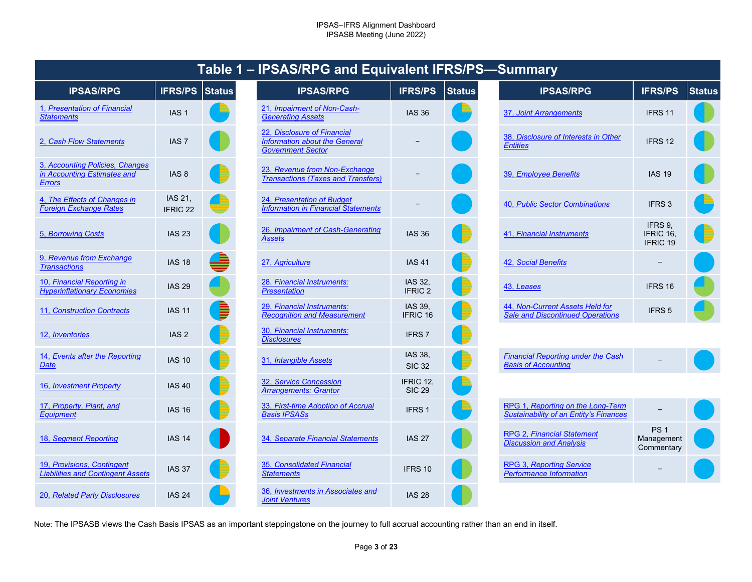## Table 1 – IPSAS/RPG and Equivalent IFRS/PS—Summary

| IPSAS/RPG | IFRS/PS | Status |
|---|---|---|
| 1, Presentation of Financial Statements | IAS 1 | |
| 2, Cash Flow Statements | IAS 7 | |
| 3, Accounting Policies, Changes in Accounting Estimates and Errors | IAS 8 | |
| 4, The Effects of Changes in Foreign Exchange Rates | IAS 21, IFRIC 22 | |
| 5, Borrowing Costs | IAS 23 | |
| 9, Revenue from Exchange Transactions | IAS 18 | |
| 10, Financial Reporting in Hyperinflationary Economies | IAS 29 | |
| 11, Construction Contracts | IAS 11 | |
| 12, Inventories | IAS 2 | |
| 14, Events after the Reporting Date | IAS 10 | |
| 16, Investment Property | IAS 40 | |
| 17, Property, Plant, and Equipment | IAS 16 | |
| 18, Segment Reporting | IAS 14 | |
| 19, Provisions, Contingent Liabilities and Contingent Assets | IAS 37 | |
| 20, Related Party Disclosures | IAS 24 | |
| 21, Impairment of Non-Cash-Generating Assets | IAS 36 | |
| 22, Disclosure of Financial Information about the General Government Sector | – | |
| 23, Revenue from Non-Exchange Transactions (Taxes and Transfers) | – | |
| 24, Presentation of Budget Information in Financial Statements | – | |
| 26, Impairment of Cash-Generating Assets | IAS 36 | |
| 27, Agriculture | IAS 41 | |
| 28, Financial Instruments: Presentation | IAS 32, IFRIC 2 | |
| 29, Financial Instruments: Recognition and Measurement | IAS 39, IFRIC 16 | |
| 30, Financial Instruments: Disclosures | IFRS 7 | |
| 31, Intangible Assets | IAS 38, SIC 32 | |
| 32, Service Concession Arrangements: Grantor | IFRIC 12, SIC 29 | |
| 33, First-time Adoption of Accrual Basis IPSASs | IFRS 1 | |
| 34, Separate Financial Statements | IAS 27 | |
| 35, Consolidated Financial Statements | IFRS 10 | |
| 36, Investments in Associates and Joint Ventures | IAS 28 | |
| 37, Joint Arrangements | IFRS 11 | |
| 38, Disclosure of Interests in Other Entities | IFRS 12 | |
| 39, Employee Benefits | IAS 19 | |
| 40, Public Sector Combinations | IFRS 3 | |
| 41, Financial Instruments | IFRS 9, IFRIC 16, IFRIC 19 | |
| 42, Social Benefits | – | |
| 43, Leases | IFRS 16 | |
| 44, Non-Current Assets Held for Sale and Discontinued Operations | IFRS 5 | |
| Financial Reporting under the Cash Basis of Accounting | – | |
| RPG 1, Reporting on the Long-Term Sustainability of an Entity's Finances | – | |
| RPG 2, Financial Statement Discussion and Analysis | PS 1 Management Commentary | |
| RPG 3, Reporting Service Performance Information | – | |

Note: The IPSASB views the Cash Basis IPSAS as an important steppingstone on the journey to full accrual accounting rather than an end in itself.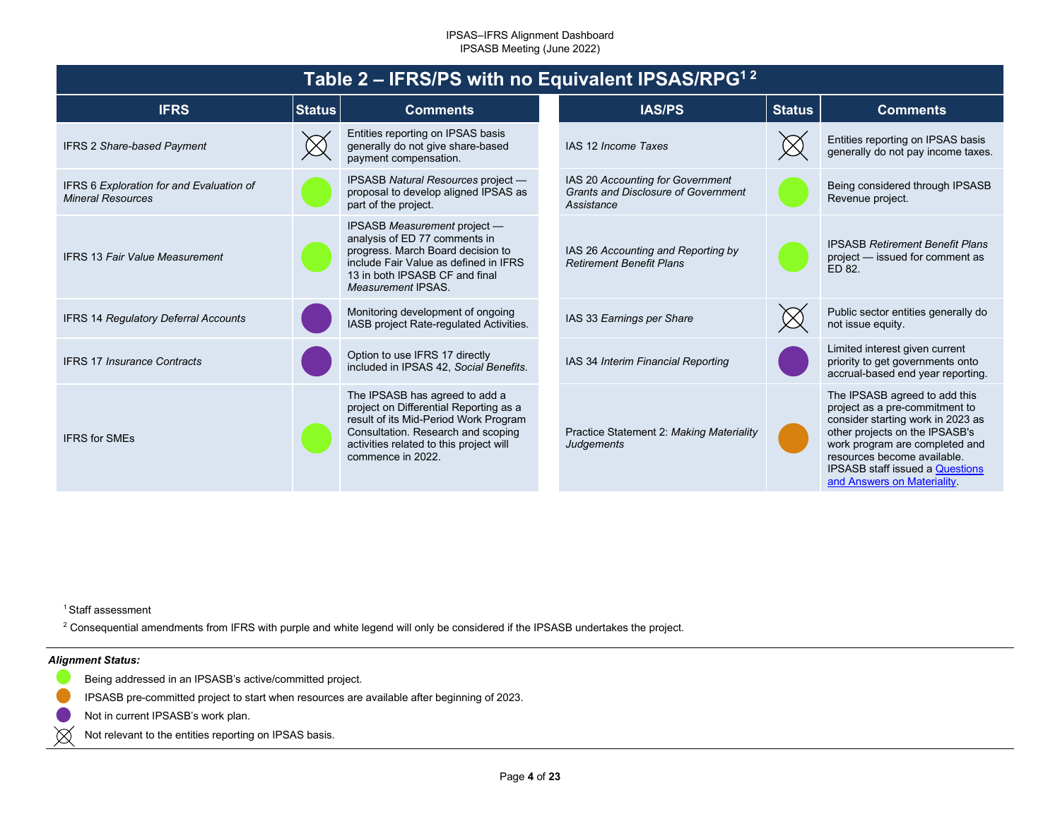IPSAS–IFRS Alignment Dashboard
IPSASB Meeting (June 2022)

## Table 2 – IFRS/PS with no Equivalent IPSAS/RPG[1 2]

| IFRS | Status | Comments |
|---|---|---|
| IFRS 2 *Share-based Payment* | Not relevant (crossed circle) | Entities reporting on IPSAS basis generally do not give share-based payment compensation. |
| IFRS 6 *Exploration for and Evaluation of Mineral Resources* | Green | IPSASB *Natural Resources* project — proposal to develop aligned IPSAS as part of the project. |
| IFRS 13 *Fair Value Measurement* | Green | IPSASB *Measurement* project — analysis of ED 77 comments in progress. March Board decision to include Fair Value as defined in IFRS 13 in both IPSASB CF and final *Measurement* IPSAS. |
| IFRS 14 *Regulatory Deferral Accounts* | Purple | Monitoring development of ongoing IASB project Rate-regulated Activities. |
| IFRS 17 *Insurance Contracts* | Purple | Option to use IFRS 17 directly included in IPSAS 42, *Social Benefits*. |
| IFRS for SMEs | Green | The IPSASB has agreed to add a project on Differential Reporting as a result of its Mid-Period Work Program Consultation. Research and scoping activities related to this project will commence in 2022. |

| IAS/PS | Status | Comments |
|---|---|---|
| IAS 12 *Income Taxes* | Not relevant (crossed circle) | Entities reporting on IPSAS basis generally do not pay income taxes. |
| IAS 20 *Accounting for Government Grants and Disclosure of Government Assistance* | Green | Being considered through IPSASB Revenue project. |
| IAS 26 *Accounting and Reporting by Retirement Benefit Plans* | Green | IPSASB *Retirement Benefit Plans* project — issued for comment as ED 82. |
| IAS 33 *Earnings per Share* | Not relevant (crossed circle) | Public sector entities generally do not issue equity. |
| IAS 34 *Interim Financial Reporting* | Purple | Limited interest given current priority to get governments onto accrual-based end year reporting. |
| Practice Statement 2: *Making Materiality Judgements* | Orange | The IPSASB agreed to add this project as a pre-commitment to consider starting work in 2023 as other projects on the IPSASB's work program are completed and resources become available. IPSASB staff issued a Questions and Answers on Materiality. |

[1] Staff assessment

[2] Consequential amendments from IFRS with purple and white legend will only be considered if the IPSASB undertakes the project.

***Alignment Status:***

- Green: Being addressed in an IPSASB's active/committed project.
- Orange: IPSASB pre-committed project to start when resources are available after beginning of 2023.
- Purple: Not in current IPSASB's work plan.
- Crossed circle: Not relevant to the entities reporting on IPSAS basis.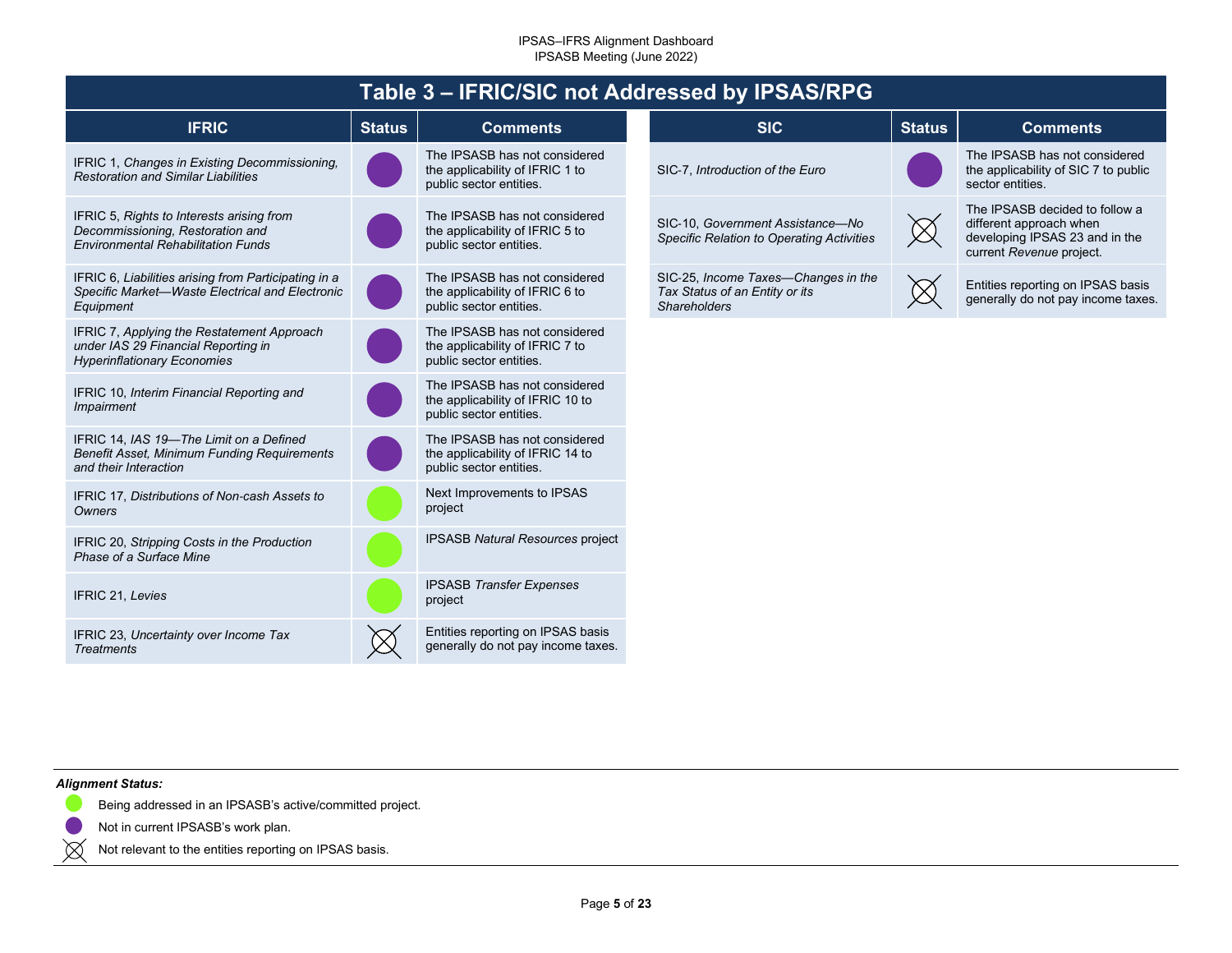## Table 3 – IFRIC/SIC not Addressed by IPSAS/RPG

| IFRIC | Status | Comments |
|---|---|---|
| IFRIC 1, *Changes in Existing Decommissioning, Restoration and Similar Liabilities* | Not in current IPSASB's work plan | The IPSASB has not considered the applicability of IFRIC 1 to public sector entities. |
| IFRIC 5, *Rights to Interests arising from Decommissioning, Restoration and Environmental Rehabilitation Funds* | Not in current IPSASB's work plan | The IPSASB has not considered the applicability of IFRIC 5 to public sector entities. |
| IFRIC 6, *Liabilities arising from Participating in a Specific Market—Waste Electrical and Electronic Equipment* | Not in current IPSASB's work plan | The IPSASB has not considered the applicability of IFRIC 6 to public sector entities. |
| IFRIC 7, *Applying the Restatement Approach under IAS 29 Financial Reporting in Hyperinflationary Economies* | Not in current IPSASB's work plan | The IPSASB has not considered the applicability of IFRIC 7 to public sector entities. |
| IFRIC 10, *Interim Financial Reporting and Impairment* | Not in current IPSASB's work plan | The IPSASB has not considered the applicability of IFRIC 10 to public sector entities. |
| IFRIC 14, *IAS 19—The Limit on a Defined Benefit Asset, Minimum Funding Requirements and their Interaction* | Not in current IPSASB's work plan | The IPSASB has not considered the applicability of IFRIC 14 to public sector entities. |
| IFRIC 17, *Distributions of Non-cash Assets to Owners* | Being addressed in an IPSASB's active/committed project | Next Improvements to IPSAS project |
| IFRIC 20, *Stripping Costs in the Production Phase of a Surface Mine* | Being addressed in an IPSASB's active/committed project | IPSASB *Natural Resources* project |
| IFRIC 21, *Levies* | Being addressed in an IPSASB's active/committed project | IPSASB *Transfer Expenses* project |
| IFRIC 23, *Uncertainty over Income Tax Treatments* | Not relevant to the entities reporting on IPSAS basis | Entities reporting on IPSAS basis generally do not pay income taxes. |

| SIC | Status | Comments |
|---|---|---|
| SIC-7, *Introduction of the Euro* | Not in current IPSASB's work plan | The IPSASB has not considered the applicability of SIC 7 to public sector entities. |
| SIC-10, *Government Assistance—No Specific Relation to Operating Activities* | Not relevant to the entities reporting on IPSAS basis | The IPSASB decided to follow a different approach when developing IPSAS 23 and in the current *Revenue* project. |
| SIC-25, *Income Taxes—Changes in the Tax Status of an Entity or its Shareholders* | Not relevant to the entities reporting on IPSAS basis | Entities reporting on IPSAS basis generally do not pay income taxes. |

***Alignment Status:***

- (Green circle) Being addressed in an IPSASB's active/committed project.
- (Purple circle) Not in current IPSASB's work plan.
- (Crossed circle) Not relevant to the entities reporting on IPSAS basis.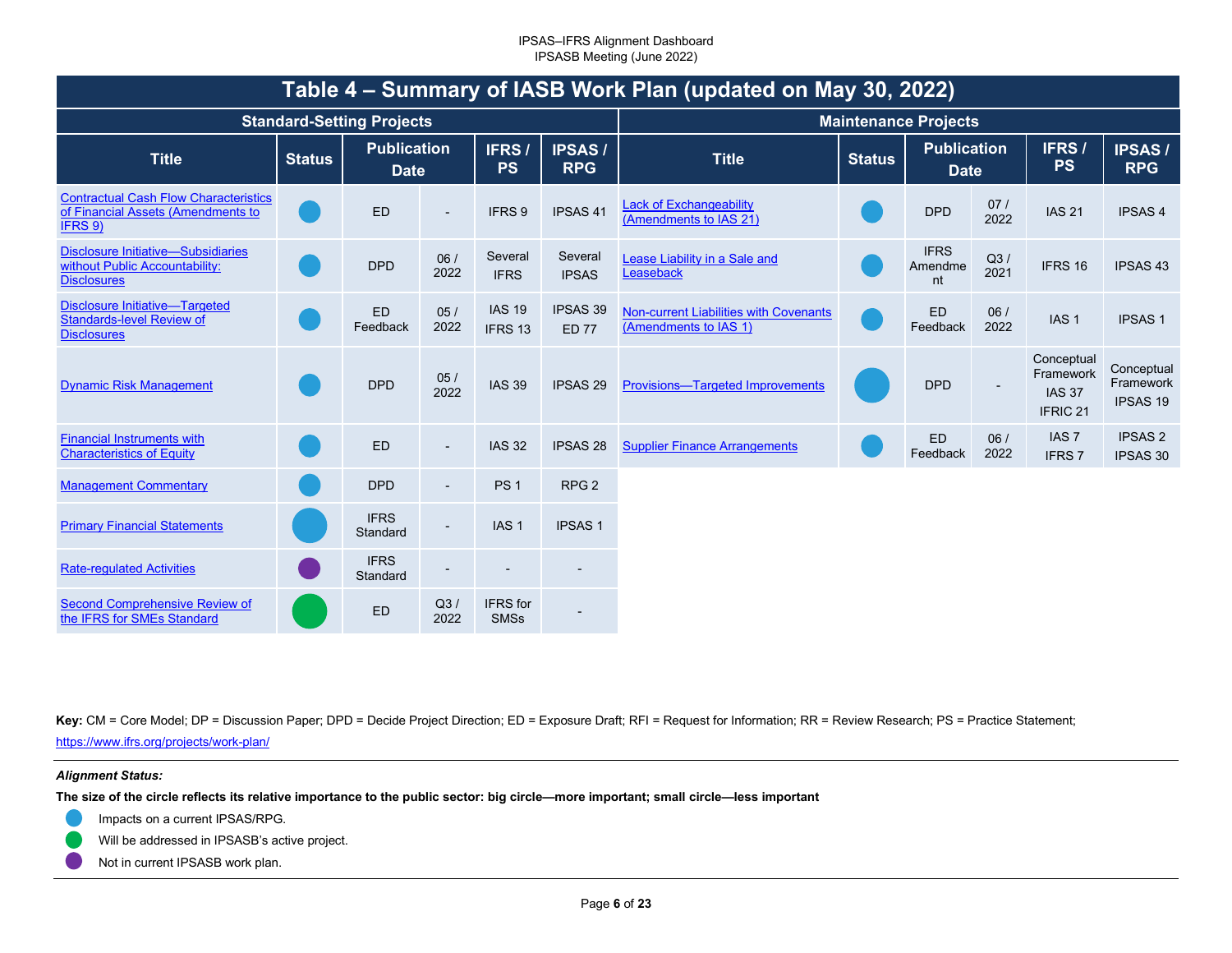## Table 4 – Summary of IASB Work Plan (updated on May 30, 2022)

### Standard-Setting Projects

| Title | Status | Publication Date | | IFRS / PS | IPSAS / RPG |
|---|---|---|---|---|---|
| Contractual Cash Flow Characteristics of Financial Assets (Amendments to IFRS 9) | ● (blue, small) | ED | - | IFRS 9 | IPSAS 41 |
| Disclosure Initiative—Subsidiaries without Public Accountability: Disclosures | ● (blue, small) | DPD | 06 / 2022 | Several IFRS | Several IPSAS |
| Disclosure Initiative—Targeted Standards-level Review of Disclosures | ● (blue, small) | ED Feedback | 05 / 2022 | IAS 19 IFRS 13 | IPSAS 39 ED 77 |
| Dynamic Risk Management | ● (blue, small) | DPD | 05 / 2022 | IAS 39 | IPSAS 29 |
| Financial Instruments with Characteristics of Equity | ● (blue, small) | ED | - | IAS 32 | IPSAS 28 |
| Management Commentary | ● (blue, small) | DPD | - | PS 1 | RPG 2 |
| Primary Financial Statements | ● (blue, big) | IFRS Standard | - | IAS 1 | IPSAS 1 |
| Rate-regulated Activities | ● (purple, small) | IFRS Standard | - | - | - |
| Second Comprehensive Review of the IFRS for SMEs Standard | ● (green, big) | ED | Q3 / 2022 | IFRS for SMSs | - |

### Maintenance Projects

| Title | Status | Publication Date | | IFRS / PS | IPSAS / RPG |
|---|---|---|---|---|---|
| Lack of Exchangeability (Amendments to IAS 21) | ● (blue, small) | DPD | 07 / 2022 | IAS 21 | IPSAS 4 |
| Lease Liability in a Sale and Leaseback | ● (blue, small) | IFRS Amendment | Q3 / 2021 | IFRS 16 | IPSAS 43 |
| Non-current Liabilities with Covenants (Amendments to IAS 1) | ● (blue, small) | ED Feedback | 06 / 2022 | IAS 1 | IPSAS 1 |
| Provisions—Targeted Improvements | ● (blue, big) | DPD | - | Conceptual Framework IAS 37 IFRIC 21 | Conceptual Framework IPSAS 19 |
| Supplier Finance Arrangements | ● (blue, small) | ED Feedback | 06 / 2022 | IAS 7 IFRS 7 | IPSAS 2 IPSAS 30 |

**Key:** CM = Core Model; DP = Discussion Paper; DPD = Decide Project Direction; ED = Exposure Draft; RFI = Request for Information; RR = Review Research; PS = Practice Statement; https://www.ifrs.org/projects/work-plan/

***Alignment Status:***

**The size of the circle reflects its relative importance to the public sector: big circle—more important; small circle—less important**

- ● (blue) Impacts on a current IPSAS/RPG.
- ● (green) Will be addressed in IPSASB's active project.
- ● (purple) Not in current IPSASB work plan.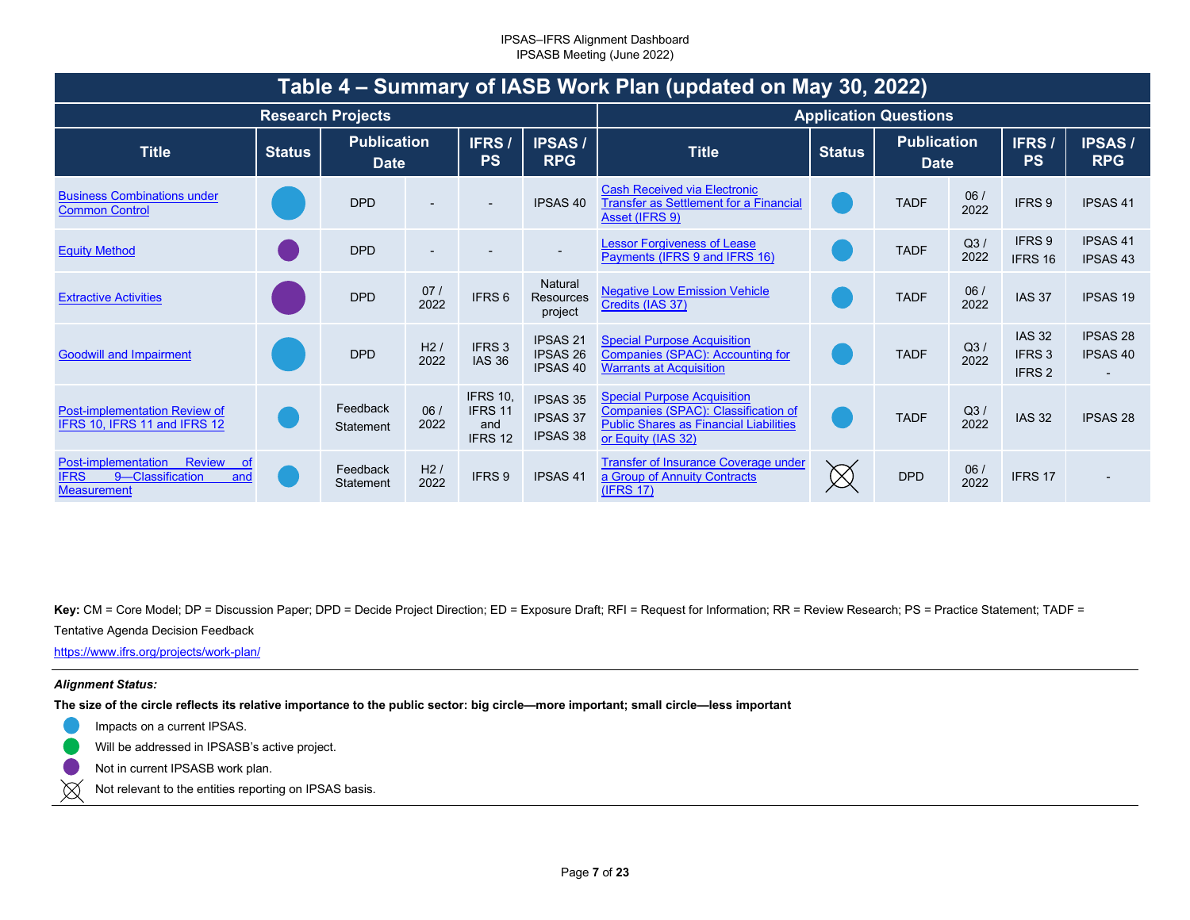# Table 4 – Summary of IASB Work Plan (updated on May 30, 2022)

| Research Projects | | | | | | Application Questions | | | | | |
|---|---|---|---|---|---|---|---|---|---|---|---|
| **Title** | **Status** | **Publication Date** | | **IFRS / PS** | **IPSAS / RPG** | **Title** | **Status** | **Publication Date** | | **IFRS / PS** | **IPSAS / RPG** |
| Business Combinations under Common Control | Big blue circle | DPD | - | - | IPSAS 40 | Cash Received via Electronic Transfer as Settlement for a Financial Asset (IFRS 9) | Blue circle | TADF | 06 / 2022 | IFRS 9 | IPSAS 41 |
| Equity Method | Small purple circle | DPD | - | - | - | Lessor Forgiveness of Lease Payments (IFRS 9 and IFRS 16) | Blue circle | TADF | Q3 / 2022 | IFRS 9 IFRS 16 | IPSAS 41 IPSAS 43 |
| Extractive Activities | Big purple circle | DPD | 07 / 2022 | IFRS 6 | Natural Resources project | Negative Low Emission Vehicle Credits (IAS 37) | Blue circle | TADF | 06 / 2022 | IAS 37 | IPSAS 19 |
| Goodwill and Impairment | Big blue circle | DPD | H2 / 2022 | IFRS 3 IAS 36 | IPSAS 21 IPSAS 26 IPSAS 40 | Special Purpose Acquisition Companies (SPAC): Accounting for Warrants at Acquisition | Blue circle | TADF | Q3 / 2022 | IAS 32 IFRS 3 IFRS 2 | IPSAS 28 IPSAS 40 - |
| Post-implementation Review of IFRS 10, IFRS 11 and IFRS 12 | Small blue circle | Feedback Statement | 06 / 2022 | IFRS 10, IFRS 11 and IFRS 12 | IPSAS 35 IPSAS 37 IPSAS 38 | Special Purpose Acquisition Companies (SPAC): Classification of Public Shares as Financial Liabilities or Equity (IAS 32) | Blue circle | TADF | Q3 / 2022 | IAS 32 | IPSAS 28 |
| Post-implementation Review of IFRS 9—Classification and Measurement | Small blue circle | Feedback Statement | H2 / 2022 | IFRS 9 | IPSAS 41 | Transfer of Insurance Coverage under a Group of Annuity Contracts (IFRS 17) | Not relevant (crossed circle) | DPD | 06 / 2022 | IFRS 17 | - |

**Key:** CM = Core Model; DP = Discussion Paper; DPD = Decide Project Direction; ED = Exposure Draft; RFI = Request for Information; RR = Review Research; PS = Practice Statement; TADF = Tentative Agenda Decision Feedback

https://www.ifrs.org/projects/work-plan/

***Alignment Status:***

**The size of the circle reflects its relative importance to the public sector: big circle—more important; small circle—less important**

- Blue circle: Impacts on a current IPSAS.
- Green circle: Will be addressed in IPSASB's active project.
- Purple circle: Not in current IPSASB work plan.
- Crossed circle: Not relevant to the entities reporting on IPSAS basis.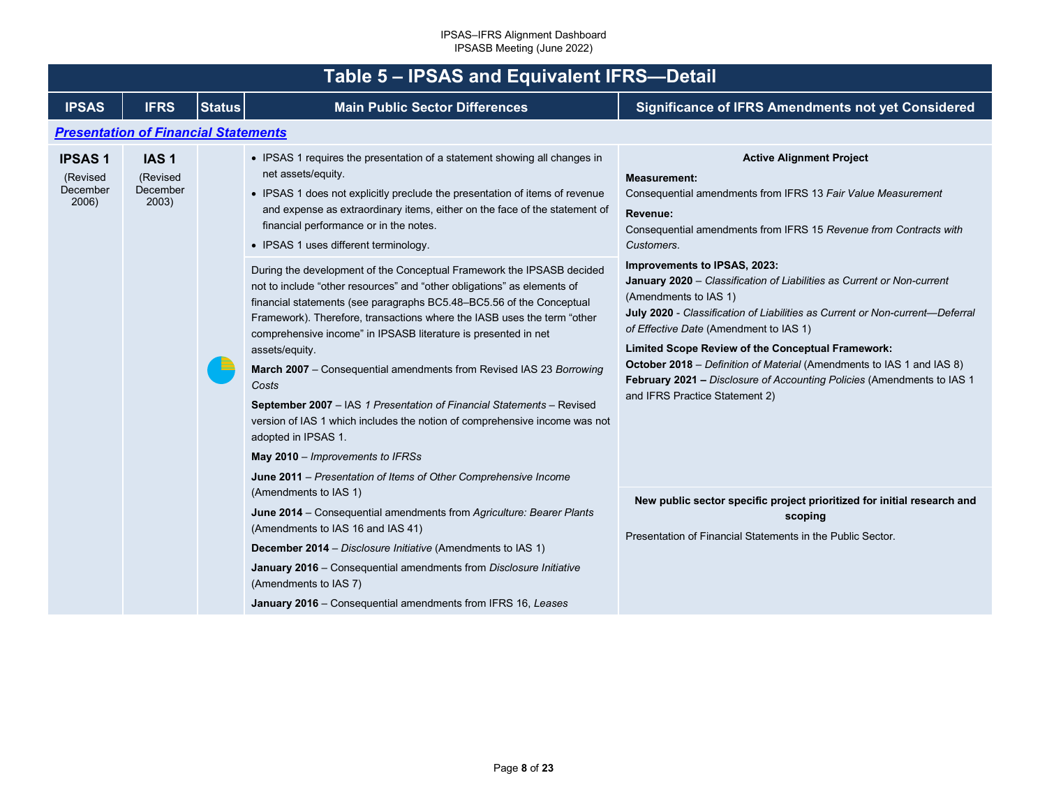## Table 5 – IPSAS and Equivalent IFRS—Detail

| IPSAS | IFRS | Status | Main Public Sector Differences | Significance of IFRS Amendments not yet Considered |
|---|---|---|---|---|
| ***Presentation of Financial Statements*** | | | | |
| **IPSAS 1** (Revised December 2006) | **IAS 1** (Revised December 2003) | | • IPSAS 1 requires the presentation of a statement showing all changes in net assets/equity.<br>• IPSAS 1 does not explicitly preclude the presentation of items of revenue and expense as extraordinary items, either on the face of the statement of financial performance or in the notes.<br>• IPSAS 1 uses different terminology.<br><br>During the development of the Conceptual Framework the IPSASB decided not to include "other resources" and "other obligations" as elements of financial statements (see paragraphs BC5.48–BC5.56 of the Conceptual Framework). Therefore, transactions where the IASB uses the term "other comprehensive income" in IPSASB literature is presented in net assets/equity.<br><br>**March 2007** – Consequential amendments from Revised IAS 23 *Borrowing Costs*<br><br>**September 2007** – IAS *1 Presentation of Financial Statements* – Revised version of IAS 1 which includes the notion of comprehensive income was not adopted in IPSAS 1.<br><br>**May 2010** – *Improvements to IFRSs*<br><br>**June 2011** – *Presentation of Items of Other Comprehensive Income* (Amendments to IAS 1)<br><br>**June 2014** – Consequential amendments from *Agriculture: Bearer Plants* (Amendments to IAS 16 and IAS 41)<br><br>**December 2014** – *Disclosure Initiative* (Amendments to IAS 1)<br><br>**January 2016** – Consequential amendments from *Disclosure Initiative* (Amendments to IAS 7)<br><br>**January 2016** – Consequential amendments from IFRS 16, *Leases* | **Active Alignment Project**<br><br>**Measurement:**<br>Consequential amendments from IFRS 13 *Fair Value Measurement*<br><br>**Revenue:**<br>Consequential amendments from IFRS 15 *Revenue from Contracts with Customers*.<br><br>**Improvements to IPSAS, 2023:**<br>**January 2020** – *Classification of Liabilities as Current or Non-current* (Amendments to IAS 1)<br>**July 2020** - *Classification of Liabilities as Current or Non-current—Deferral of Effective Date* (Amendment to IAS 1)<br><br>**Limited Scope Review of the Conceptual Framework:**<br>**October 2018** – *Definition of Material* (Amendments to IAS 1 and IAS 8)<br>**February 2021 –** *Disclosure of Accounting Policies* (Amendments to IAS 1 and IFRS Practice Statement 2)<br><br>**New public sector specific project prioritized for initial research and scoping**<br><br>Presentation of Financial Statements in the Public Sector. |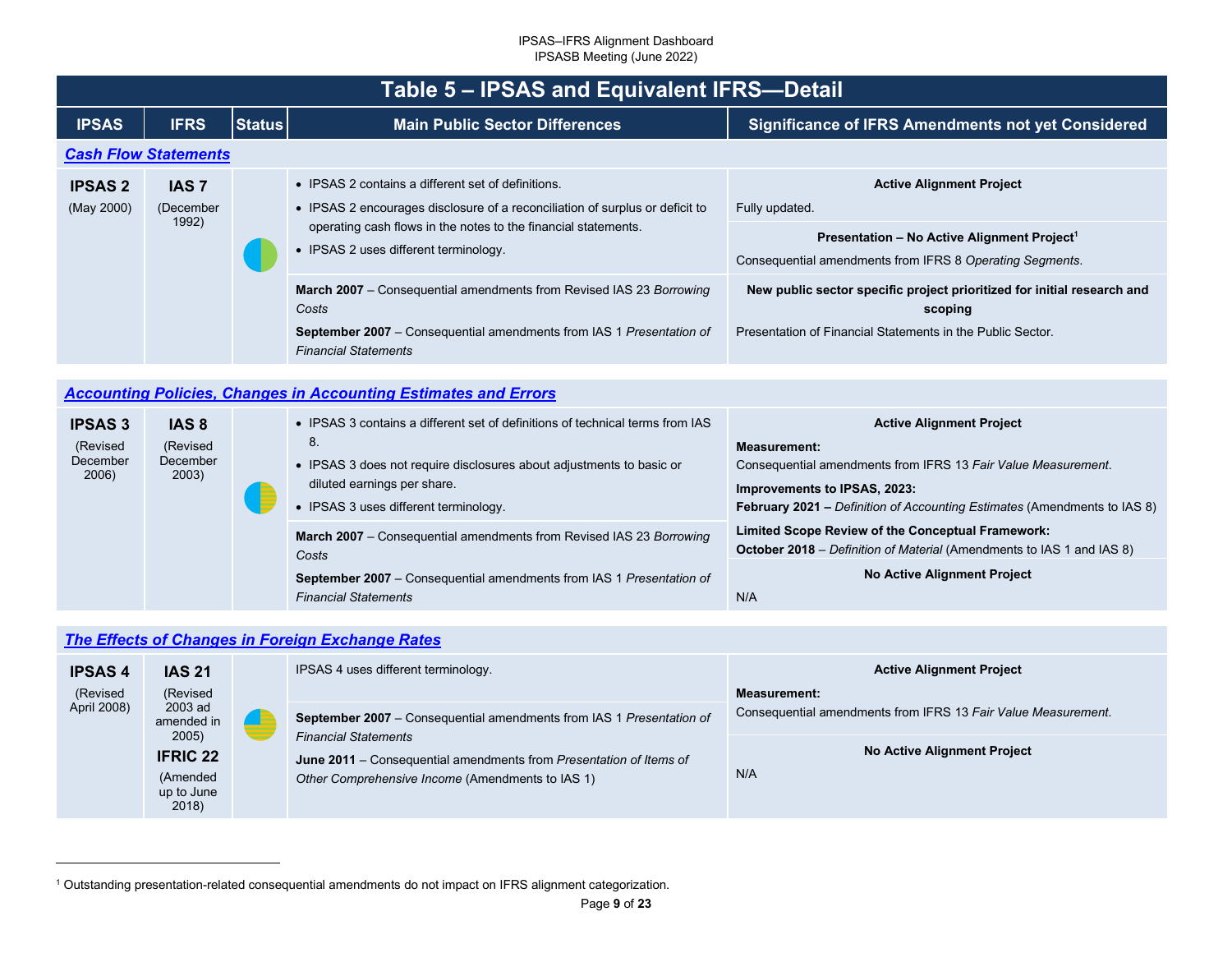## Table 5 – IPSAS and Equivalent IFRS—Detail

| IPSAS | IFRS | Status | Main Public Sector Differences | Significance of IFRS Amendments not yet Considered |
|---|---|---|---|---|
| ***Cash Flow Statements*** | | | | |
| **IPSAS 2** (May 2000) | **IAS 7** (December 1992) | | • IPSAS 2 contains a different set of definitions.<br>• IPSAS 2 encourages disclosure of a reconciliation of surplus or deficit to operating cash flows in the notes to the financial statements.<br>• IPSAS 2 uses different terminology.<br><br>**March 2007** – Consequential amendments from Revised IAS 23 *Borrowing Costs*<br><br>**September 2007** – Consequential amendments from IAS 1 *Presentation of Financial Statements* | **Active Alignment Project**<br>Fully updated.<br><br>**Presentation – No Active Alignment Project**[1]<br>Consequential amendments from IFRS 8 *Operating Segments*.<br><br>**New public sector specific project prioritized for initial research and scoping**<br>Presentation of Financial Statements in the Public Sector. |
| ***Accounting Policies, Changes in Accounting Estimates and Errors*** | | | | |
| **IPSAS 3** (Revised December 2006) | **IAS 8** (Revised December 2003) | | • IPSAS 3 contains a different set of definitions of technical terms from IAS 8.<br>• IPSAS 3 does not require disclosures about adjustments to basic or diluted earnings per share.<br>• IPSAS 3 uses different terminology.<br><br>**March 2007** – Consequential amendments from Revised IAS 23 *Borrowing Costs*<br><br>**September 2007** – Consequential amendments from IAS 1 *Presentation of Financial Statements* | **Active Alignment Project**<br>**Measurement:**<br>Consequential amendments from IFRS 13 *Fair Value Measurement*.<br>**Improvements to IPSAS, 2023:**<br>**February 2021 –** *Definition of Accounting Estimates* (Amendments to IAS 8)<br>**Limited Scope Review of the Conceptual Framework:**<br>**October 2018** – *Definition of Material* (Amendments to IAS 1 and IAS 8)<br><br>**No Active Alignment Project**<br>N/A |
| ***The Effects of Changes in Foreign Exchange Rates*** | | | | |
| **IPSAS 4** (Revised April 2008) | **IAS 21** (Revised 2003 ad amended in 2005)<br>**IFRIC 22** (Amended up to June 2018) | | IPSAS 4 uses different terminology.<br><br>**September 2007** – Consequential amendments from IAS 1 *Presentation of Financial Statements*<br><br>**June 2011** – Consequential amendments from *Presentation of Items of Other Comprehensive Income* (Amendments to IAS 1) | **Active Alignment Project**<br>**Measurement:**<br>Consequential amendments from IFRS 13 *Fair Value Measurement*.<br><br>**No Active Alignment Project**<br>N/A |

[1] Outstanding presentation-related consequential amendments do not impact on IFRS alignment categorization.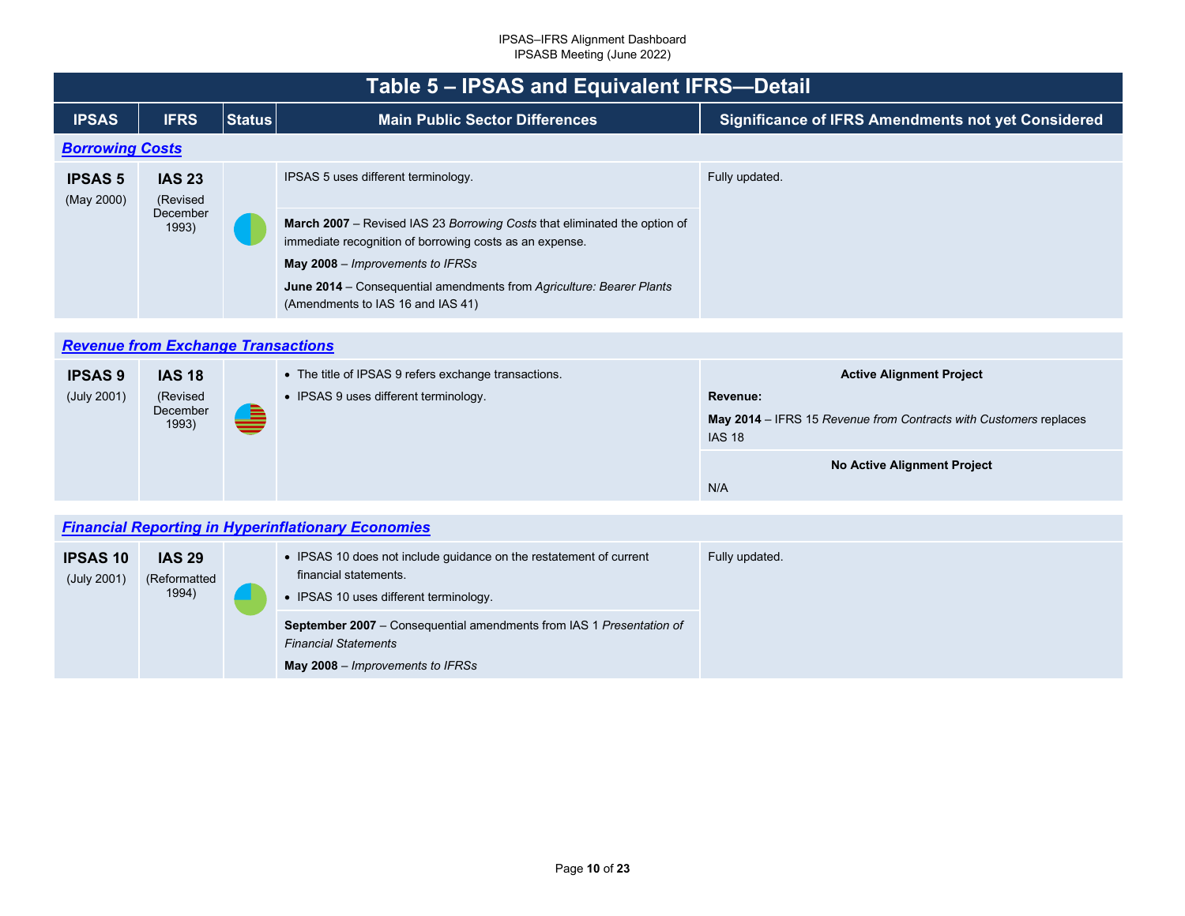# Table 5 – IPSAS and Equivalent IFRS—Detail

| IPSAS | IFRS | Status | Main Public Sector Differences | Significance of IFRS Amendments not yet Considered |
|---|---|---|---|---|
| ***Borrowing Costs*** | | | | |
| **IPSAS 5** (May 2000) | **IAS 23** (Revised December 1993) | | IPSAS 5 uses different terminology. | Fully updated. |
| | | | **March 2007** – Revised IAS 23 *Borrowing Costs* that eliminated the option of immediate recognition of borrowing costs as an expense.<br>**May 2008** – *Improvements to IFRSs*<br>**June 2014** – Consequential amendments from *Agriculture: Bearer Plants* (Amendments to IAS 16 and IAS 41) | |
| ***Revenue from Exchange Transactions*** | | | | |
| **IPSAS 9** (July 2001) | **IAS 18** (Revised December 1993) | | • The title of IPSAS 9 refers exchange transactions.<br>• IPSAS 9 uses different terminology. | **Active Alignment Project**<br>**Revenue:**<br>**May 2014** – IFRS 15 *Revenue from Contracts with Customers* replaces IAS 18 |
| | | | | **No Active Alignment Project**<br>N/A |
| ***Financial Reporting in Hyperinflationary Economies*** | | | | |
| **IPSAS 10** (July 2001) | **IAS 29** (Reformatted 1994) | | • IPSAS 10 does not include guidance on the restatement of current financial statements.<br>• IPSAS 10 uses different terminology. | Fully updated. |
| | | | **September 2007** – Consequential amendments from IAS 1 *Presentation of Financial Statements*<br>**May 2008** – *Improvements to IFRSs* | |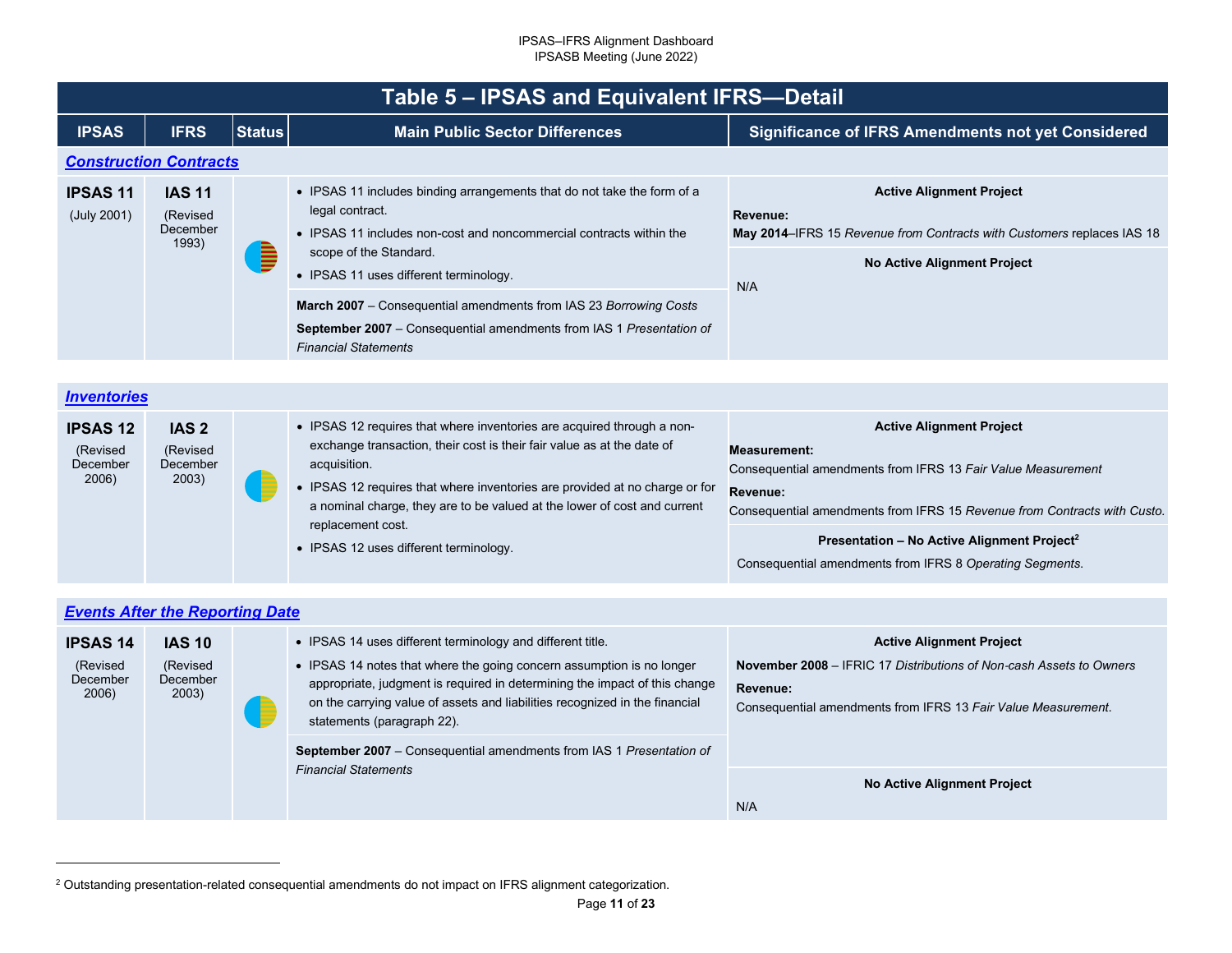## Table 5 – IPSAS and Equivalent IFRS—Detail

| IPSAS | IFRS | Status | Main Public Sector Differences | Significance of IFRS Amendments not yet Considered |
|---|---|---|---|---|
| ***Construction Contracts*** | | | | |
| **IPSAS 11** (July 2001) | **IAS 11** (Revised December 1993) | | • IPSAS 11 includes binding arrangements that do not take the form of a legal contract. • IPSAS 11 includes non-cost and noncommercial contracts within the scope of the Standard. • IPSAS 11 uses different terminology. **March 2007** – Consequential amendments from IAS 23 *Borrowing Costs* **September 2007** – Consequential amendments from IAS 1 *Presentation of Financial Statements* | **Active Alignment Project** **Revenue:** **May 2014**–IFRS 15 *Revenue from Contracts with Customers* replaces IAS 18 **No Active Alignment Project** N/A |
| ***Inventories*** | | | | |
| **IPSAS 12** (Revised December 2006) | **IAS 2** (Revised December 2003) | | • IPSAS 12 requires that where inventories are acquired through a non-exchange transaction, their cost is their fair value as at the date of acquisition. • IPSAS 12 requires that where inventories are provided at no charge or for a nominal charge, they are to be valued at the lower of cost and current replacement cost. • IPSAS 12 uses different terminology. | **Active Alignment Project** **Measurement:** Consequential amendments from IFRS 13 *Fair Value Measurement* **Revenue:** Consequential amendments from IFRS 15 *Revenue from Contracts with Custo.* **Presentation – No Active Alignment Project**[2] Consequential amendments from IFRS 8 *Operating Segments.* |
| ***Events After the Reporting Date*** | | | | |
| **IPSAS 14** (Revised December 2006) | **IAS 10** (Revised December 2003) | | • IPSAS 14 uses different terminology and different title. • IPSAS 14 notes that where the going concern assumption is no longer appropriate, judgment is required in determining the impact of this change on the carrying value of assets and liabilities recognized in the financial statements (paragraph 22). **September 2007** – Consequential amendments from IAS 1 *Presentation of Financial Statements* | **Active Alignment Project** **November 2008** – IFRIC 17 *Distributions of Non-cash Assets to Owners* **Revenue:** Consequential amendments from IFRS 13 *Fair Value Measurement*. **No Active Alignment Project** N/A |

[2] Outstanding presentation-related consequential amendments do not impact on IFRS alignment categorization.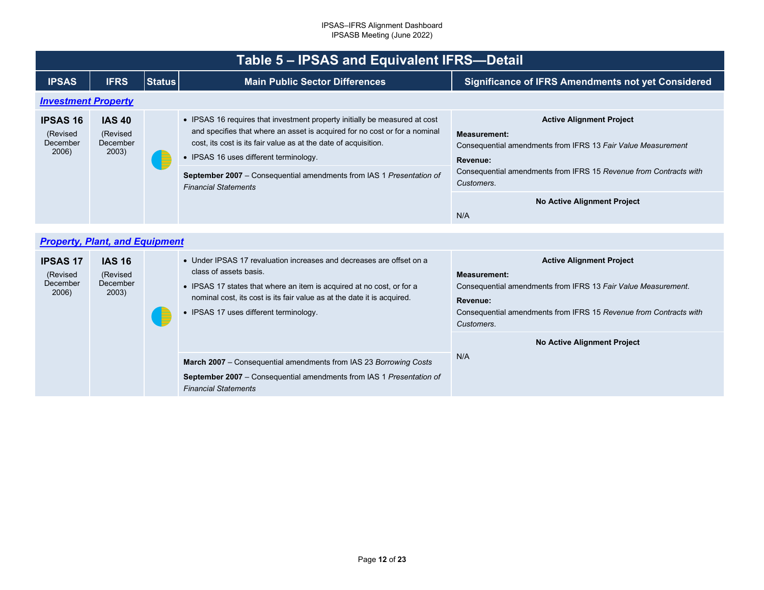# Table 5 – IPSAS and Equivalent IFRS—Detail

| IPSAS | IFRS | Status | Main Public Sector Differences | Significance of IFRS Amendments not yet Considered |
|---|---|---|---|---|
| ***Investment Property*** | | | | |
| **IPSAS 16** (Revised December 2006) | **IAS 40** (Revised December 2003) | | • IPSAS 16 requires that investment property initially be measured at cost and specifies that where an asset is acquired for no cost or for a nominal cost, its cost is its fair value as at the date of acquisition.<br>• IPSAS 16 uses different terminology.<br><br>**September 2007** – Consequential amendments from IAS 1 *Presentation of Financial Statements* | **Active Alignment Project**<br>**Measurement:**<br>Consequential amendments from IFRS 13 *Fair Value Measurement*<br>**Revenue:**<br>Consequential amendments from IFRS 15 *Revenue from Contracts with Customers*.<br><br>**No Active Alignment Project**<br>N/A |
| ***Property, Plant, and Equipment*** | | | | |
| **IPSAS 17** (Revised December 2006) | **IAS 16** (Revised December 2003) | | • Under IPSAS 17 revaluation increases and decreases are offset on a class of assets basis.<br>• IPSAS 17 states that where an item is acquired at no cost, or for a nominal cost, its cost is its fair value as at the date it is acquired.<br>• IPSAS 17 uses different terminology.<br><br>**March 2007** – Consequential amendments from IAS 23 *Borrowing Costs*<br>**September 2007** – Consequential amendments from IAS 1 *Presentation of Financial Statements* | **Active Alignment Project**<br>**Measurement:**<br>Consequential amendments from IFRS 13 *Fair Value Measurement*.<br>**Revenue:**<br>Consequential amendments from IFRS 15 *Revenue from Contracts with Customers*.<br><br>**No Active Alignment Project**<br>N/A |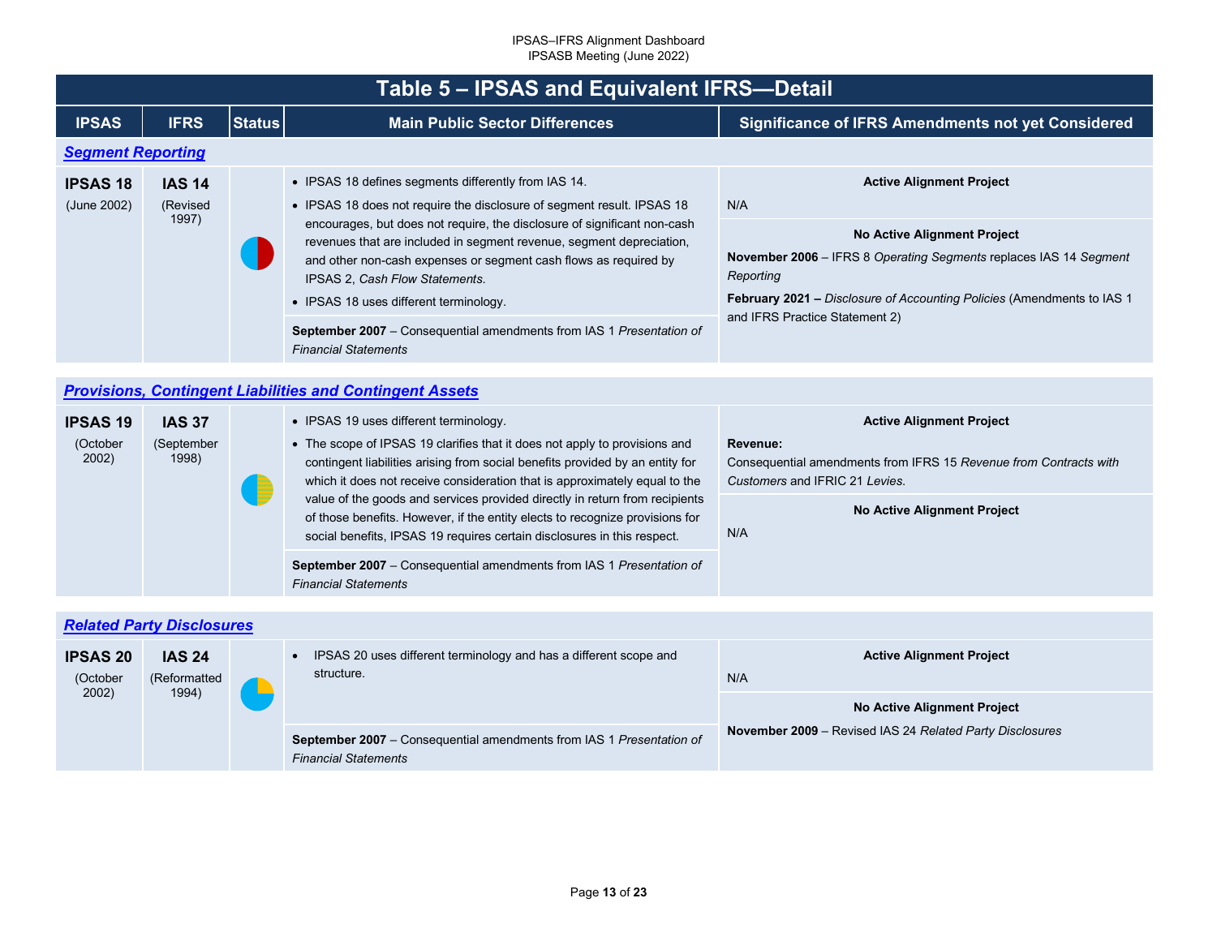## Table 5 – IPSAS and Equivalent IFRS—Detail

| IPSAS | IFRS | Status | Main Public Sector Differences | Significance of IFRS Amendments not yet Considered |
|---|---|---|---|---|
| ***Segment Reporting*** | | | | |
| **IPSAS 18** (June 2002) | **IAS 14** (Revised 1997) | | • IPSAS 18 defines segments differently from IAS 14.<br>• IPSAS 18 does not require the disclosure of segment result. IPSAS 18 encourages, but does not require, the disclosure of significant non-cash revenues that are included in segment revenue, segment depreciation, and other non-cash expenses or segment cash flows as required by IPSAS 2, *Cash Flow Statements*.<br>• IPSAS 18 uses different terminology.<br><br>**September 2007** – Consequential amendments from IAS 1 *Presentation of Financial Statements* | **Active Alignment Project**<br>N/A<br><br>**No Active Alignment Project**<br>**November 2006** – IFRS 8 *Operating Segments* replaces IAS 14 *Segment Reporting*<br>**February 2021 –** *Disclosure of Accounting Policies* (Amendments to IAS 1 and IFRS Practice Statement 2) |
| ***Provisions, Contingent Liabilities and Contingent Assets*** | | | | |
| **IPSAS 19** (October 2002) | **IAS 37** (September 1998) | | • IPSAS 19 uses different terminology.<br>• The scope of IPSAS 19 clarifies that it does not apply to provisions and contingent liabilities arising from social benefits provided by an entity for which it does not receive consideration that is approximately equal to the value of the goods and services provided directly in return from recipients of those benefits. However, if the entity elects to recognize provisions for social benefits, IPSAS 19 requires certain disclosures in this respect.<br><br>**September 2007** – Consequential amendments from IAS 1 *Presentation of Financial Statements* | **Active Alignment Project**<br>**Revenue:**<br>Consequential amendments from IFRS 15 *Revenue from Contracts with Customers* and IFRIC 21 *Levies.*<br><br>**No Active Alignment Project**<br>N/A |
| ***Related Party Disclosures*** | | | | |
| **IPSAS 20** (October 2002) | **IAS 24** (Reformatted 1994) | | • IPSAS 20 uses different terminology and has a different scope and structure.<br><br>**September 2007** – Consequential amendments from IAS 1 *Presentation of Financial Statements* | **Active Alignment Project**<br>N/A<br><br>**No Active Alignment Project**<br>**November 2009** – Revised IAS 24 *Related Party Disclosures* |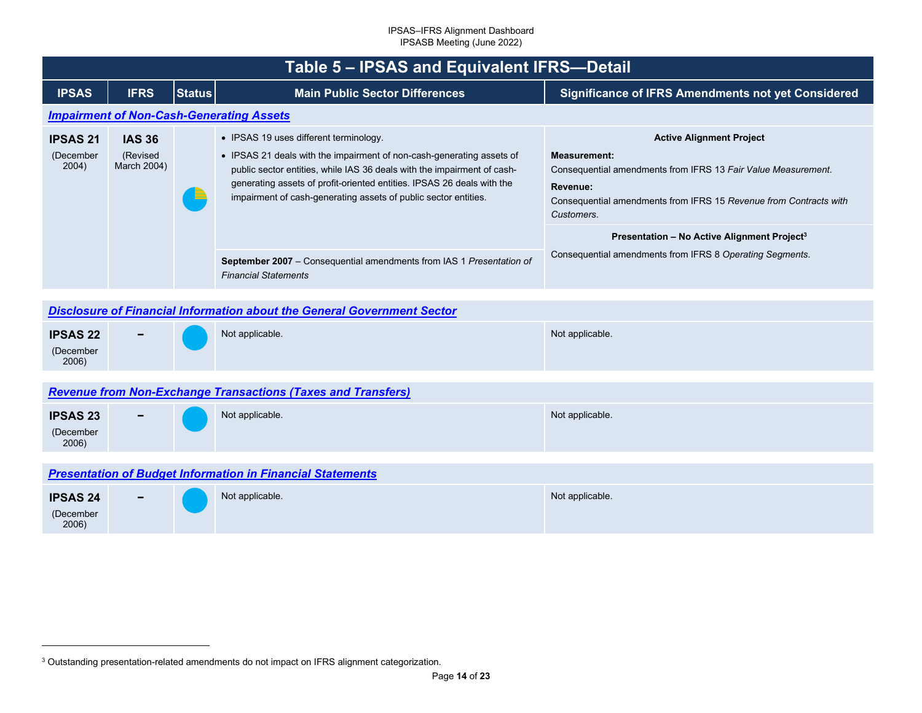## Table 5 – IPSAS and Equivalent IFRS—Detail

| IPSAS | IFRS | Status | Main Public Sector Differences | Significance of IFRS Amendments not yet Considered |
|---|---|---|---|---|
| ***Impairment of Non-Cash-Generating Assets*** | | | | |
| **IPSAS 21** (December 2004) | **IAS 36** (Revised March 2004) | | • IPSAS 19 uses different terminology.<br>• IPSAS 21 deals with the impairment of non-cash-generating assets of public sector entities, while IAS 36 deals with the impairment of cash-generating assets of profit-oriented entities. IPSAS 26 deals with the impairment of cash-generating assets of public sector entities.<br><br>**September 2007** – Consequential amendments from IAS 1 *Presentation of Financial Statements* | **Active Alignment Project**<br>**Measurement:**<br>Consequential amendments from IFRS 13 *Fair Value Measurement*.<br>**Revenue:**<br>Consequential amendments from IFRS 15 *Revenue from Contracts with Customers*.<br><br>**Presentation – No Active Alignment Project**[3]<br>Consequential amendments from IFRS 8 *Operating Segments*. |
| ***Disclosure of Financial Information about the General Government Sector*** | | | | |
| **IPSAS 22** (December 2006) | – | | Not applicable. | Not applicable. |
| ***Revenue from Non-Exchange Transactions (Taxes and Transfers)*** | | | | |
| **IPSAS 23** (December 2006) | – | | Not applicable. | Not applicable. |
| ***Presentation of Budget Information in Financial Statements*** | | | | |
| **IPSAS 24** (December 2006) | – | | Not applicable. | Not applicable. |

[3] Outstanding presentation-related amendments do not impact on IFRS alignment categorization.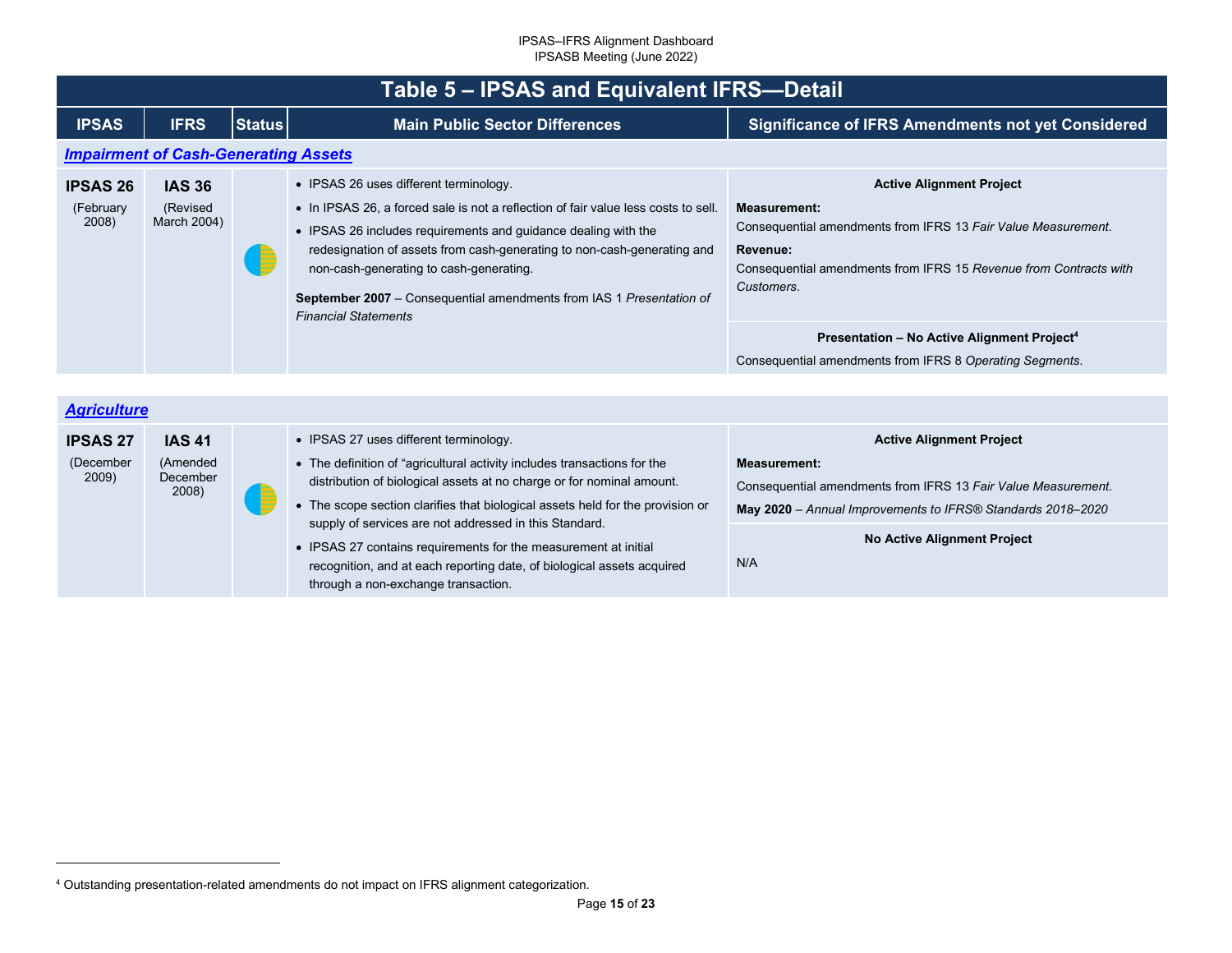## Table 5 – IPSAS and Equivalent IFRS—Detail

| IPSAS | IFRS | Status | Main Public Sector Differences | Significance of IFRS Amendments not yet Considered |
|---|---|---|---|---|
| ***Impairment of Cash-Generating Assets*** | | | | |
| **IPSAS 26** (February 2008) | **IAS 36** (Revised March 2004) | | • IPSAS 26 uses different terminology.<br>• In IPSAS 26, a forced sale is not a reflection of fair value less costs to sell.<br>• IPSAS 26 includes requirements and guidance dealing with the redesignation of assets from cash-generating to non-cash-generating and non-cash-generating to cash-generating.<br><br>**September 2007** – Consequential amendments from IAS 1 *Presentation of Financial Statements* | **Active Alignment Project**<br>**Measurement:**<br>Consequential amendments from IFRS 13 *Fair Value Measurement*.<br>**Revenue:**<br>Consequential amendments from IFRS 15 *Revenue from Contracts with Customers*.<br><br>**Presentation – No Active Alignment Project**[4]<br>Consequential amendments from IFRS 8 *Operating Segments*. |
| ***Agriculture*** | | | | |
| **IPSAS 27** (December 2009) | **IAS 41** (Amended December 2008) | | • IPSAS 27 uses different terminology.<br>• The definition of "agricultural activity includes transactions for the distribution of biological assets at no charge or for nominal amount.<br>• The scope section clarifies that biological assets held for the provision or supply of services are not addressed in this Standard.<br>• IPSAS 27 contains requirements for the measurement at initial recognition, and at each reporting date, of biological assets acquired through a non-exchange transaction. | **Active Alignment Project**<br>**Measurement:**<br>Consequential amendments from IFRS 13 *Fair Value Measurement*.<br>**May 2020** – *Annual Improvements to IFRS® Standards 2018–2020*<br><br>**No Active Alignment Project**<br>N/A |

[4] Outstanding presentation-related amendments do not impact on IFRS alignment categorization.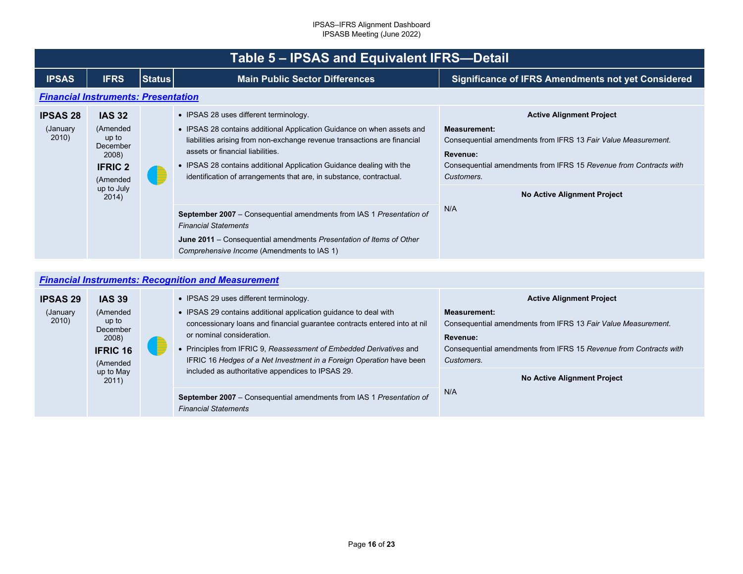## Table 5 – IPSAS and Equivalent IFRS—Detail

| IPSAS | IFRS | Status | Main Public Sector Differences | Significance of IFRS Amendments not yet Considered |
|---|---|---|---|---|
| ***Financial Instruments: Presentation*** | | | | |
| **IPSAS 28** (January 2010) | **IAS 32** (Amended up to December 2008) **IFRIC 2** (Amended up to July 2014) | | • IPSAS 28 uses different terminology.<br>• IPSAS 28 contains additional Application Guidance on when assets and liabilities arising from non-exchange revenue transactions are financial assets or financial liabilities.<br>• IPSAS 28 contains additional Application Guidance dealing with the identification of arrangements that are, in substance, contractual.<br><br>**September 2007** – Consequential amendments from IAS 1 *Presentation of Financial Statements*<br>**June 2011** – Consequential amendments *Presentation of Items of Other Comprehensive Income* (Amendments to IAS 1) | **Active Alignment Project**<br>**Measurement:**<br>Consequential amendments from IFRS 13 *Fair Value Measurement*.<br>**Revenue:**<br>Consequential amendments from IFRS 15 *Revenue from Contracts with Customers.*<br><br>**No Active Alignment Project**<br>N/A |
| ***Financial Instruments: Recognition and Measurement*** | | | | |
| **IPSAS 29** (January 2010) | **IAS 39** (Amended up to December 2008) **IFRIC 16** (Amended up to May 2011) | | • IPSAS 29 uses different terminology.<br>• IPSAS 29 contains additional application guidance to deal with concessionary loans and financial guarantee contracts entered into at nil or nominal consideration.<br>• Principles from IFRIC 9, *Reassessment of Embedded Derivatives* and IFRIC 16 *Hedges of a Net Investment in a Foreign Operation* have been included as authoritative appendices to IPSAS 29.<br><br>**September 2007** – Consequential amendments from IAS 1 *Presentation of Financial Statements* | **Active Alignment Project**<br>**Measurement:**<br>Consequential amendments from IFRS 13 *Fair Value Measurement*.<br>**Revenue:**<br>Consequential amendments from IFRS 15 *Revenue from Contracts with Customers.*<br><br>**No Active Alignment Project**<br>N/A |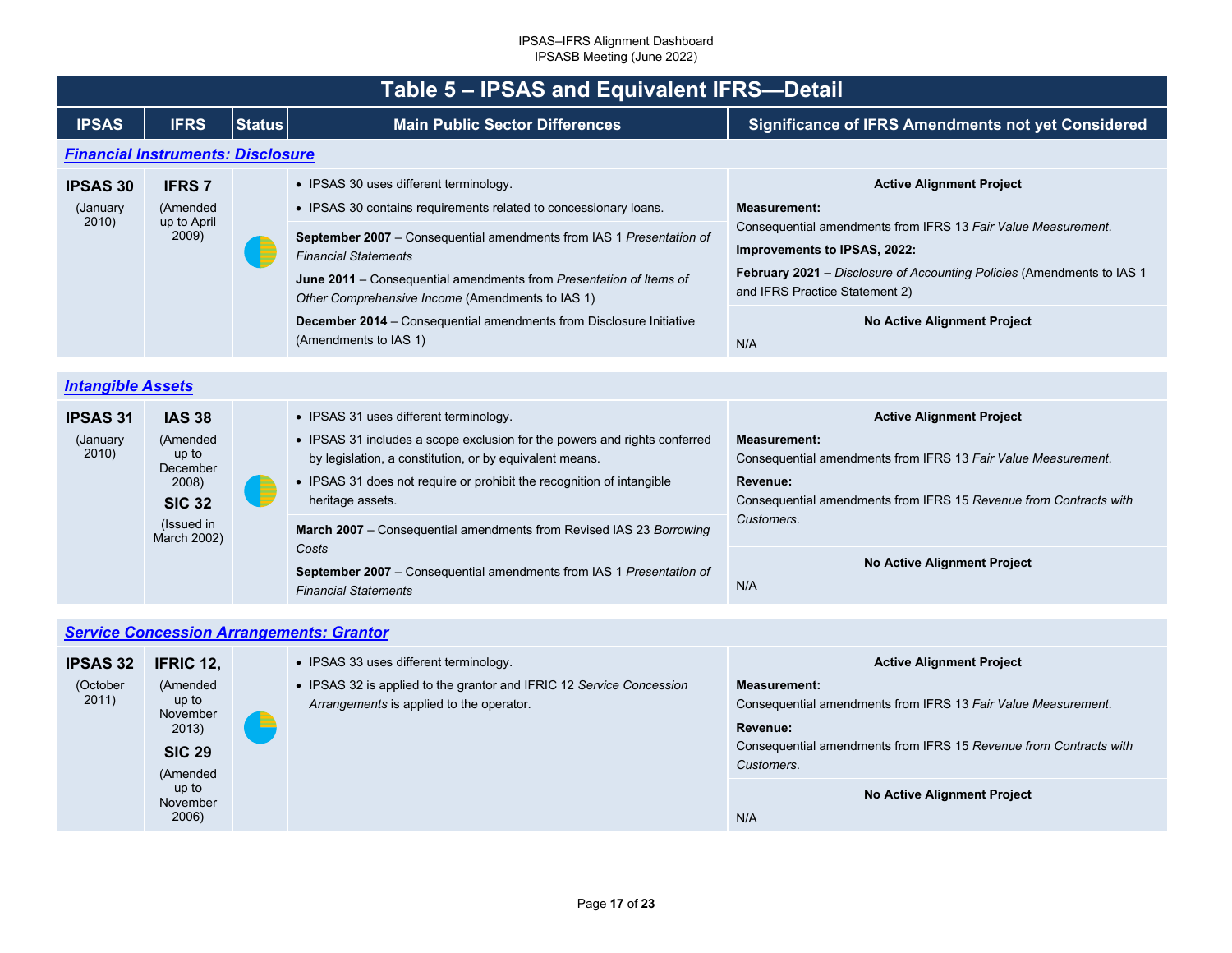# Table 5 – IPSAS and Equivalent IFRS—Detail

| IPSAS | IFRS | Status | Main Public Sector Differences | Significance of IFRS Amendments not yet Considered |
|---|---|---|---|---|
| ***Financial Instruments: Disclosure*** | | | | |
| **IPSAS 30** (January 2010) | **IFRS 7** (Amended up to April 2009) | | • IPSAS 30 uses different terminology.<br>• IPSAS 30 contains requirements related to concessionary loans.<br><br>**September 2007** – Consequential amendments from IAS 1 *Presentation of Financial Statements*<br>**June 2011** – Consequential amendments from *Presentation of Items of Other Comprehensive Income* (Amendments to IAS 1)<br>**December 2014** – Consequential amendments from Disclosure Initiative (Amendments to IAS 1) | **Active Alignment Project**<br>**Measurement:**<br>Consequential amendments from IFRS 13 *Fair Value Measurement*.<br>**Improvements to IPSAS, 2022:**<br>**February 2021 –** *Disclosure of Accounting Policies* (Amendments to IAS 1 and IFRS Practice Statement 2)<br><br>**No Active Alignment Project**<br>N/A |
| ***Intangible Assets*** | | | | |
| **IPSAS 31** (January 2010) | **IAS 38** (Amended up to December 2008)<br>**SIC 32** (Issued in March 2002) | | • IPSAS 31 uses different terminology.<br>• IPSAS 31 includes a scope exclusion for the powers and rights conferred by legislation, a constitution, or by equivalent means.<br>• IPSAS 31 does not require or prohibit the recognition of intangible heritage assets.<br><br>**March 2007** – Consequential amendments from Revised IAS 23 *Borrowing Costs*<br>**September 2007** – Consequential amendments from IAS 1 *Presentation of Financial Statements* | **Active Alignment Project**<br>**Measurement:**<br>Consequential amendments from IFRS 13 *Fair Value Measurement*.<br>**Revenue:**<br>Consequential amendments from IFRS 15 *Revenue from Contracts with Customers*.<br><br>**No Active Alignment Project**<br>N/A |
| ***Service Concession Arrangements: Grantor*** | | | | |
| **IPSAS 32** (October 2011) | **IFRIC 12,** (Amended up to November 2013)<br>**SIC 29** (Amended up to November 2006) | | • IPSAS 33 uses different terminology.<br>• IPSAS 32 is applied to the grantor and IFRIC 12 *Service Concession Arrangements* is applied to the operator. | **Active Alignment Project**<br>**Measurement:**<br>Consequential amendments from IFRS 13 *Fair Value Measurement*.<br>**Revenue:**<br>Consequential amendments from IFRS 15 *Revenue from Contracts with Customers*.<br><br>**No Active Alignment Project**<br>N/A |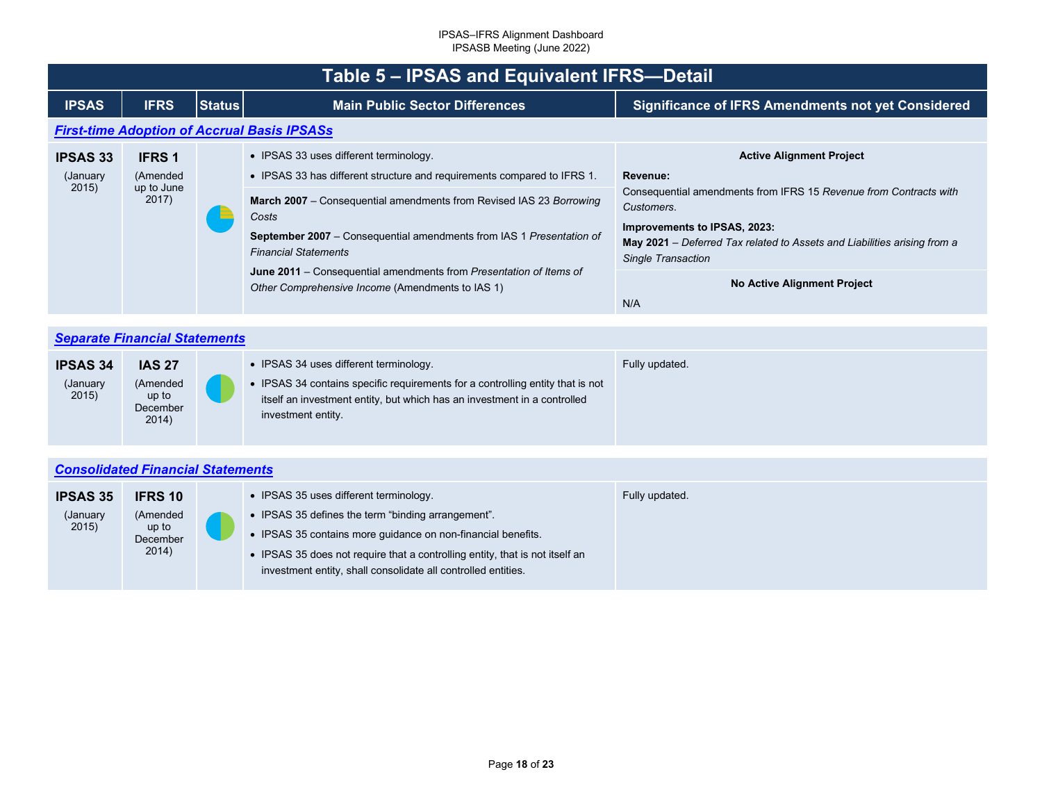## Table 5 – IPSAS and Equivalent IFRS—Detail

| IPSAS | IFRS | Status | Main Public Sector Differences | Significance of IFRS Amendments not yet Considered |
|---|---|---|---|---|
| ***First-time Adoption of Accrual Basis IPSASs*** | | | | |
| **IPSAS 33** (January 2015) | **IFRS 1** (Amended up to June 2017) | | • IPSAS 33 uses different terminology.<br>• IPSAS 33 has different structure and requirements compared to IFRS 1.<br><br>**March 2007** – Consequential amendments from Revised IAS 23 *Borrowing Costs*<br>**September 2007** – Consequential amendments from IAS 1 *Presentation of Financial Statements*<br>**June 2011** – Consequential amendments from *Presentation of Items of Other Comprehensive Income* (Amendments to IAS 1) | **Active Alignment Project**<br>**Revenue:**<br>Consequential amendments from IFRS 15 *Revenue from Contracts with Customers*.<br>**Improvements to IPSAS, 2023:**<br>**May 2021** – *Deferred Tax related to Assets and Liabilities arising from a Single Transaction*<br><br>**No Active Alignment Project**<br>N/A |
| ***Separate Financial Statements*** | | | | |
| **IPSAS 34** (January 2015) | **IAS 27** (Amended up to December 2014) | | • IPSAS 34 uses different terminology.<br>• IPSAS 34 contains specific requirements for a controlling entity that is not itself an investment entity, but which has an investment in a controlled investment entity. | Fully updated. |
| ***Consolidated Financial Statements*** | | | | |
| **IPSAS 35** (January 2015) | **IFRS 10** (Amended up to December 2014) | | • IPSAS 35 uses different terminology.<br>• IPSAS 35 defines the term "binding arrangement".<br>• IPSAS 35 contains more guidance on non-financial benefits.<br>• IPSAS 35 does not require that a controlling entity, that is not itself an investment entity, shall consolidate all controlled entities. | Fully updated. |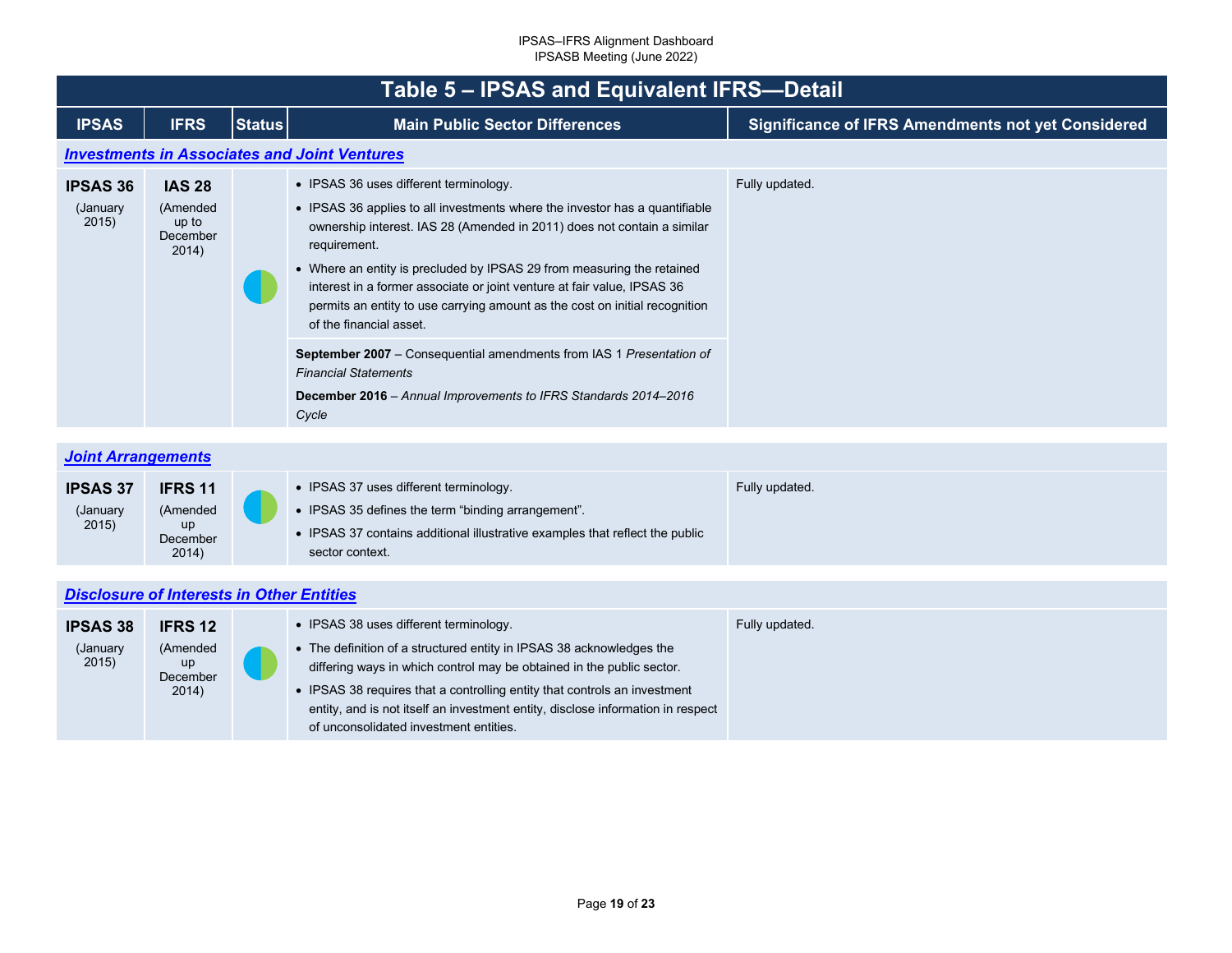## Table 5 – IPSAS and Equivalent IFRS—Detail

| IPSAS | IFRS | Status | Main Public Sector Differences | Significance of IFRS Amendments not yet Considered |
|---|---|---|---|---|
| ***Investments in Associates and Joint Ventures*** | | | | |
| **IPSAS 36** (January 2015) | **IAS 28** (Amended up to December 2014) | | • IPSAS 36 uses different terminology.<br>• IPSAS 36 applies to all investments where the investor has a quantifiable ownership interest. IAS 28 (Amended in 2011) does not contain a similar requirement.<br>• Where an entity is precluded by IPSAS 29 from measuring the retained interest in a former associate or joint venture at fair value, IPSAS 36 permits an entity to use carrying amount as the cost on initial recognition of the financial asset.<br><br>**September 2007** – Consequential amendments from IAS 1 *Presentation of Financial Statements*<br>**December 2016** – *Annual Improvements to IFRS Standards 2014–2016 Cycle* | Fully updated. |
| ***Joint Arrangements*** | | | | |
| **IPSAS 37** (January 2015) | **IFRS 11** (Amended up December 2014) | | • IPSAS 37 uses different terminology.<br>• IPSAS 35 defines the term "binding arrangement".<br>• IPSAS 37 contains additional illustrative examples that reflect the public sector context. | Fully updated. |
| ***Disclosure of Interests in Other Entities*** | | | | |
| **IPSAS 38** (January 2015) | **IFRS 12** (Amended up December 2014) | | • IPSAS 38 uses different terminology.<br>• The definition of a structured entity in IPSAS 38 acknowledges the differing ways in which control may be obtained in the public sector.<br>• IPSAS 38 requires that a controlling entity that controls an investment entity, and is not itself an investment entity, disclose information in respect of unconsolidated investment entities. | Fully updated. |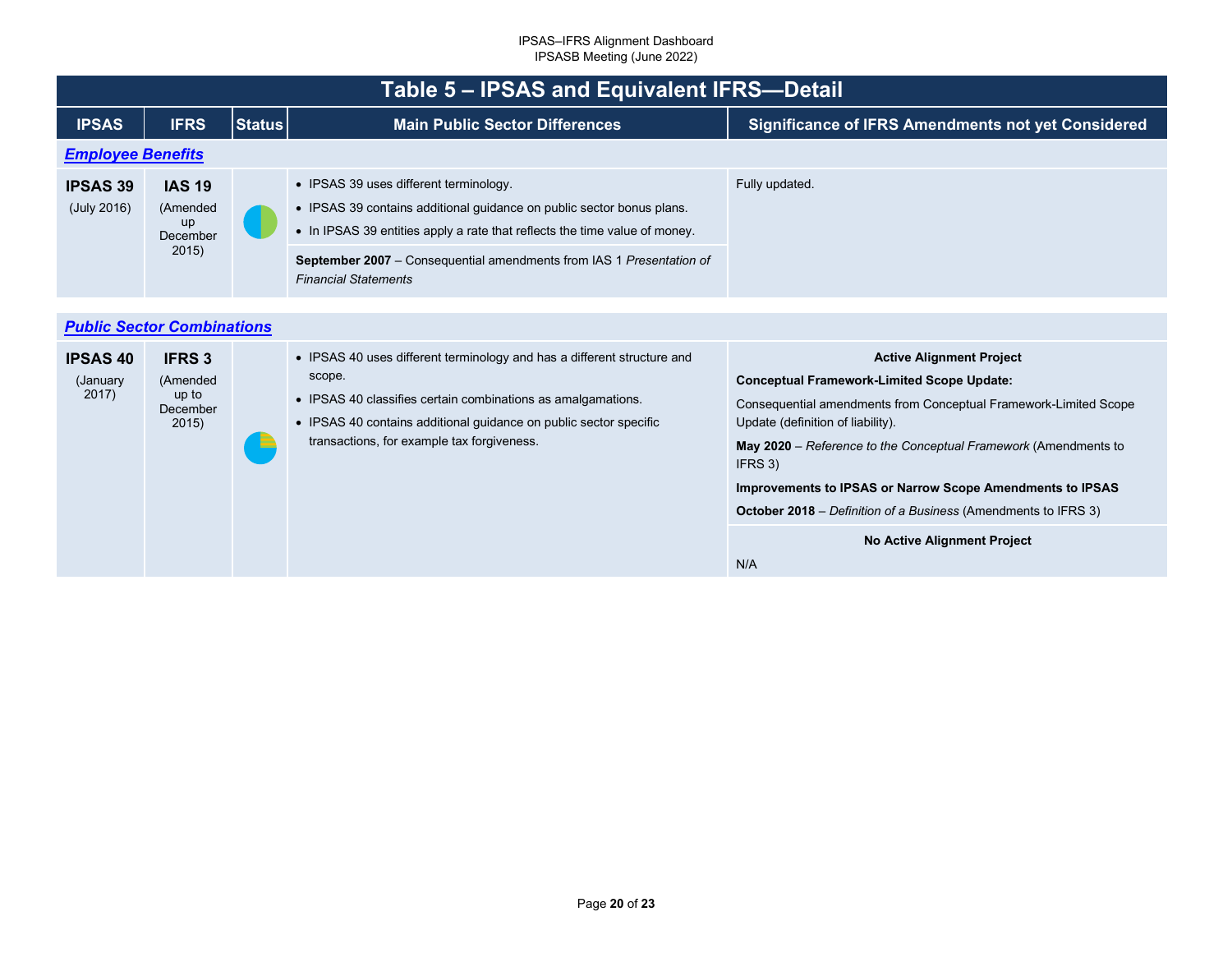## Table 5 – IPSAS and Equivalent IFRS—Detail

| IPSAS | IFRS | Status | Main Public Sector Differences | Significance of IFRS Amendments not yet Considered |
|---|---|---|---|---|
| ***Employee Benefits*** | | | | |
| **IPSAS 39** (July 2016) | **IAS 19** (Amended up December 2015) | | • IPSAS 39 uses different terminology.<br>• IPSAS 39 contains additional guidance on public sector bonus plans.<br>• In IPSAS 39 entities apply a rate that reflects the time value of money.<br><br>**September 2007** – Consequential amendments from IAS 1 *Presentation of Financial Statements* | Fully updated. |
| ***Public Sector Combinations*** | | | | |
| **IPSAS 40** (January 2017) | **IFRS 3** (Amended up to December 2015) | | • IPSAS 40 uses different terminology and has a different structure and scope.<br>• IPSAS 40 classifies certain combinations as amalgamations.<br>• IPSAS 40 contains additional guidance on public sector specific transactions, for example tax forgiveness. | **Active Alignment Project**<br>**Conceptual Framework-Limited Scope Update:**<br>Consequential amendments from Conceptual Framework-Limited Scope Update (definition of liability).<br>**May 2020** – *Reference to the Conceptual Framework* (Amendments to IFRS 3)<br>**Improvements to IPSAS or Narrow Scope Amendments to IPSAS**<br>**October 2018** – *Definition of a Business* (Amendments to IFRS 3)<br><br>**No Active Alignment Project**<br>N/A |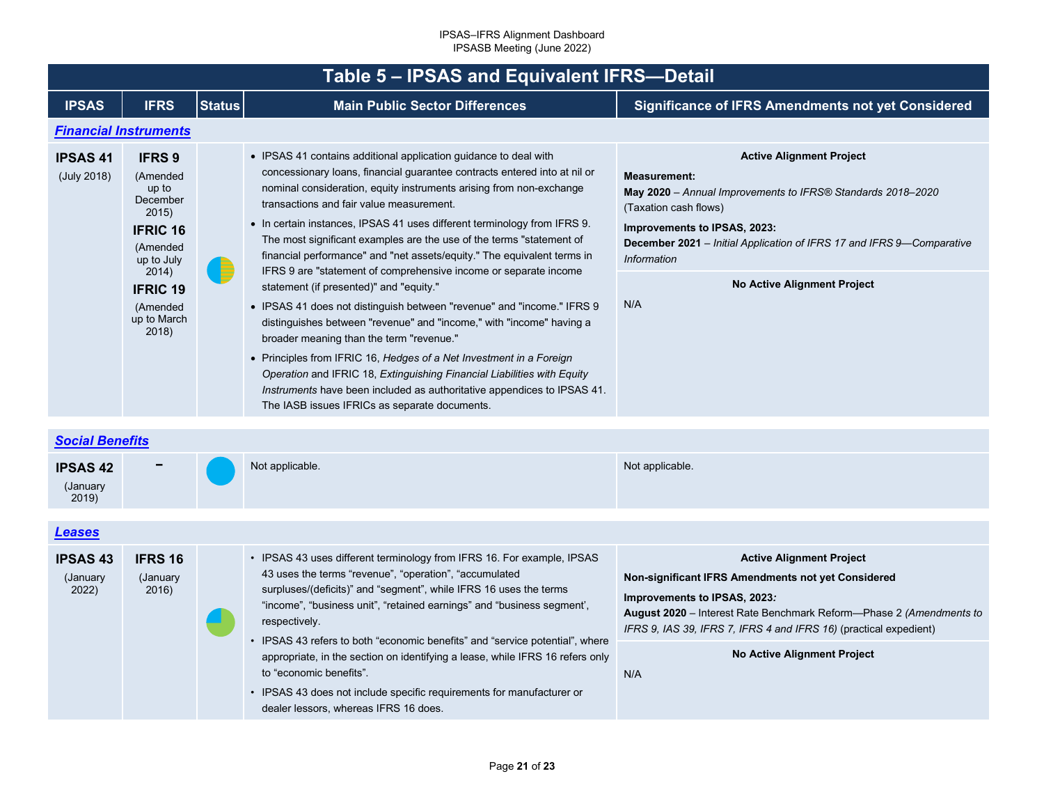# Table 5 – IPSAS and Equivalent IFRS—Detail

| IPSAS | IFRS | Status | Main Public Sector Differences | Significance of IFRS Amendments not yet Considered |
|---|---|---|---|---|
| ***Financial Instruments*** | | | | |
| **IPSAS 41** (July 2018) | **IFRS 9** (Amended up to December 2015) **IFRIC 16** (Amended up to July 2014) **IFRIC 19** (Amended up to March 2018) | | • IPSAS 41 contains additional application guidance to deal with concessionary loans, financial guarantee contracts entered into at nil or nominal consideration, equity instruments arising from non-exchange transactions and fair value measurement. • In certain instances, IPSAS 41 uses different terminology from IFRS 9. The most significant examples are the use of the terms "statement of financial performance" and "net assets/equity." The equivalent terms in IFRS 9 are "statement of comprehensive income or separate income statement (if presented)" and "equity." • IPSAS 41 does not distinguish between "revenue" and "income." IFRS 9 distinguishes between "revenue" and "income," with "income" having a broader meaning than the term "revenue." • Principles from IFRIC 16, *Hedges of a Net Investment in a Foreign Operation* and IFRIC 18, *Extinguishing Financial Liabilities with Equity Instruments* have been included as authoritative appendices to IPSAS 41. The IASB issues IFRICs as separate documents. | **Active Alignment Project** **Measurement:** **May 2020** – *Annual Improvements to IFRS® Standards 2018–2020* (Taxation cash flows) **Improvements to IPSAS, 2023:** **December 2021** – *Initial Application of IFRS 17 and IFRS 9—Comparative Information* **No Active Alignment Project** N/A |
| ***Social Benefits*** | | | | |
| **IPSAS 42** (January 2019) | – | | Not applicable. | Not applicable. |
| ***Leases*** | | | | |
| **IPSAS 43** (January 2022) | **IFRS 16** (January 2016) | | • IPSAS 43 uses different terminology from IFRS 16. For example, IPSAS 43 uses the terms "revenue", "operation", "accumulated surpluses/(deficits)" and "segment", while IFRS 16 uses the terms "income", "business unit", "retained earnings" and "business segment', respectively. • IPSAS 43 refers to both "economic benefits" and "service potential", where appropriate, in the section on identifying a lease, while IFRS 16 refers only to "economic benefits". • IPSAS 43 does not include specific requirements for manufacturer or dealer lessors, whereas IFRS 16 does. | **Active Alignment Project** **Non-significant IFRS Amendments not yet Considered** **Improvements to IPSAS, 2023*:*** **August 2020** – Interest Rate Benchmark Reform—Phase 2 *(Amendments to IFRS 9, IAS 39, IFRS 7, IFRS 4 and IFRS 16)* (practical expedient) **No Active Alignment Project** N/A |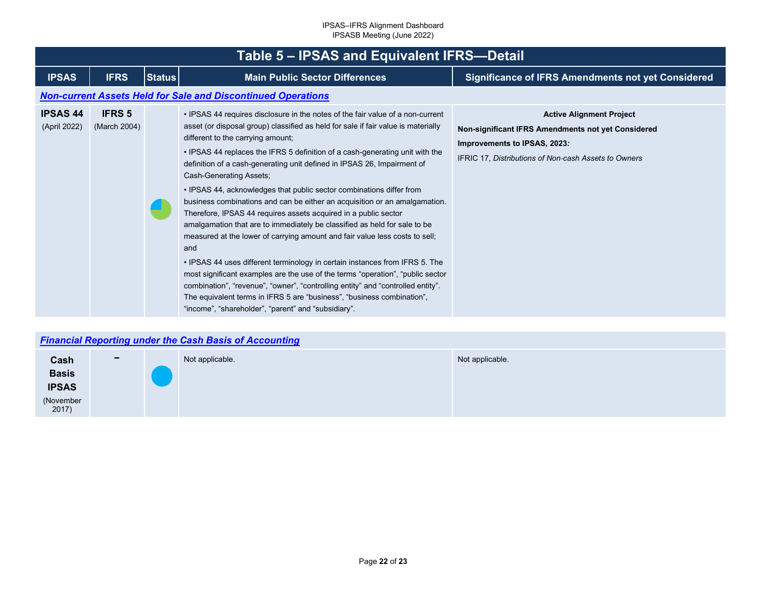# Table 5 – IPSAS and Equivalent IFRS—Detail

| IPSAS | IFRS | Status | Main Public Sector Differences | Significance of IFRS Amendments not yet Considered |
|---|---|---|---|---|
| ***Non-current Assets Held for Sale and Discontinued Operations*** | | | | |
| **IPSAS 44** (April 2022) | **IFRS 5** (March 2004) | | • IPSAS 44 requires disclosure in the notes of the fair value of a non-current asset (or disposal group) classified as held for sale if fair value is materially different to the carrying amount;<br>• IPSAS 44 replaces the IFRS 5 definition of a cash-generating unit with the definition of a cash-generating unit defined in IPSAS 26, Impairment of Cash-Generating Assets;<br>• IPSAS 44, acknowledges that public sector combinations differ from business combinations and can be either an acquisition or an amalgamation. Therefore, IPSAS 44 requires assets acquired in a public sector amalgamation that are to immediately be classified as held for sale to be measured at the lower of carrying amount and fair value less costs to sell; and<br>• IPSAS 44 uses different terminology in certain instances from IFRS 5. The most significant examples are the use of the terms "operation", "public sector combination", "revenue", "owner", "controlling entity" and "controlled entity". The equivalent terms in IFRS 5 are "business", "business combination", "income", "shareholder", "parent" and "subsidiary". | **Active Alignment Project**<br>**Non-significant IFRS Amendments not yet Considered**<br>**Improvements to IPSAS, 2023*:***<br>IFRIC 17, *Distributions of Non-cash Assets to Owners* |
| ***Financial Reporting under the Cash Basis of Accounting*** | | | | |
| **Cash Basis IPSAS** (November 2017) | – | | Not applicable. | Not applicable. |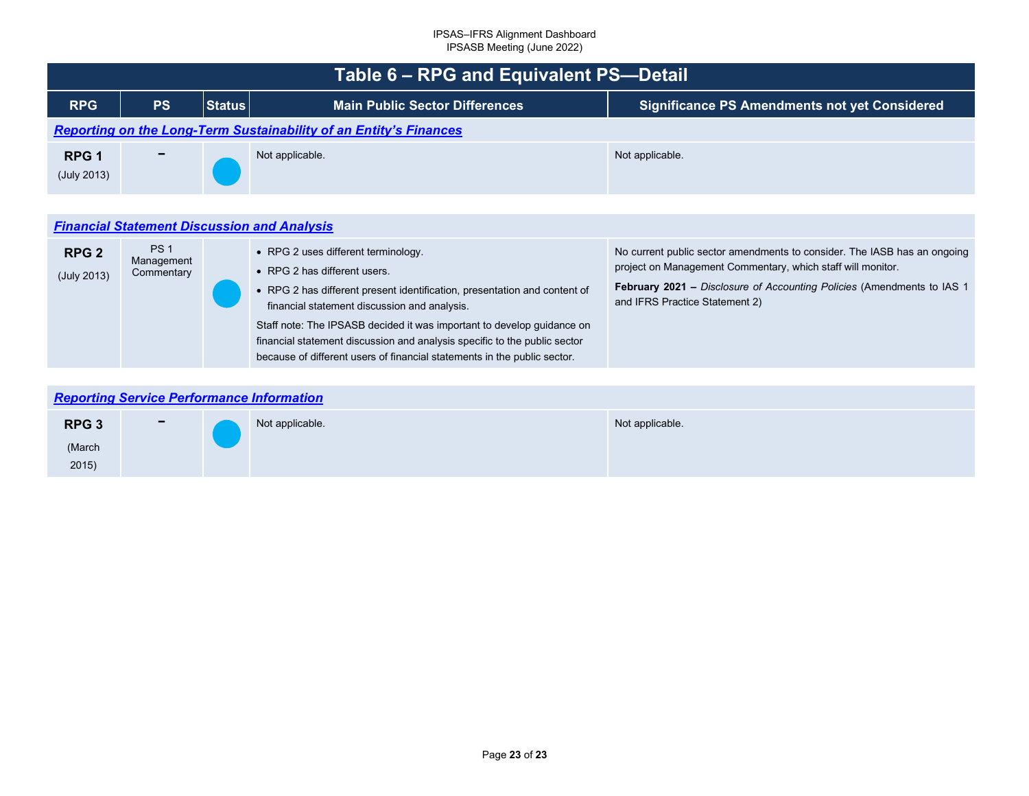## Table 6 – RPG and Equivalent PS—Detail

| RPG | PS | Status | Main Public Sector Differences | Significance PS Amendments not yet Considered |
|---|---|---|---|---|
| ***Reporting on the Long-Term Sustainability of an Entity's Finances*** | | | | |
| **RPG 1** (July 2013) | – | ● | Not applicable. | Not applicable. |
| ***Financial Statement Discussion and Analysis*** | | | | |
| **RPG 2** (July 2013) | PS 1 Management Commentary | ● | • RPG 2 uses different terminology.<br>• RPG 2 has different users.<br>• RPG 2 has different present identification, presentation and content of financial statement discussion and analysis.<br>Staff note: The IPSASB decided it was important to develop guidance on financial statement discussion and analysis specific to the public sector because of different users of financial statements in the public sector. | No current public sector amendments to consider. The IASB has an ongoing project on Management Commentary, which staff will monitor.<br>**February 2021 –** *Disclosure of Accounting Policies* (Amendments to IAS 1 and IFRS Practice Statement 2) |
| ***Reporting Service Performance Information*** | | | | |
| **RPG 3** (March 2015) | – | ● | Not applicable. | Not applicable. |